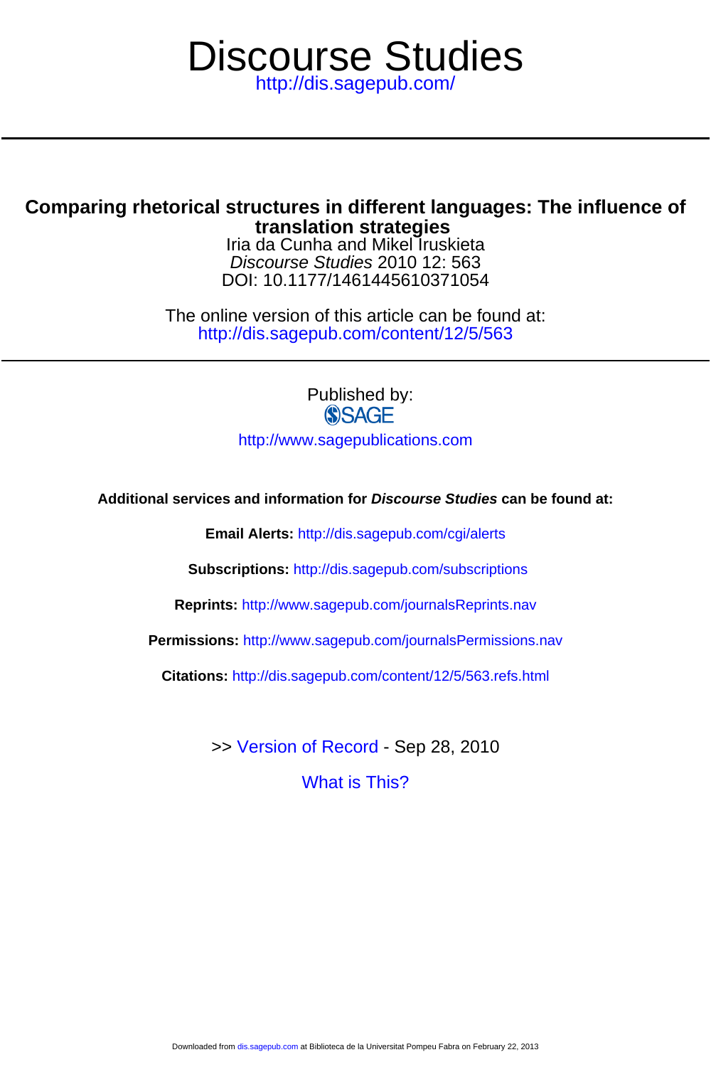# Discourse Studies

http://dis.sagepub.com/

## Comparing rhetorical structures in different languages: The influence of translation strategies

Iria da Cunha and Mikel Iruskieta

*Discourse Studies* 2010 12: 563

DOI: 10.1177/1461445610371054

The online version of this article can be found at:
http://dis.sagepub.com/content/12/5/563

Published by:

SAGE

http://www.sagepublications.com

**Additional services and information for *Discourse Studies* can be found at:**

**Email Alerts:** http://dis.sagepub.com/cgi/alerts

**Subscriptions:** http://dis.sagepub.com/subscriptions

**Reprints:** http://www.sagepub.com/journalsReprints.nav

**Permissions:** http://www.sagepub.com/journalsPermissions.nav

**Citations:** http://dis.sagepub.com/content/12/5/563.refs.html

>> Version of Record - Sep 28, 2010

What is This?

Downloaded from dis.sagepub.com at Biblioteca de la Universitat Pompeu Fabra on February 22, 2013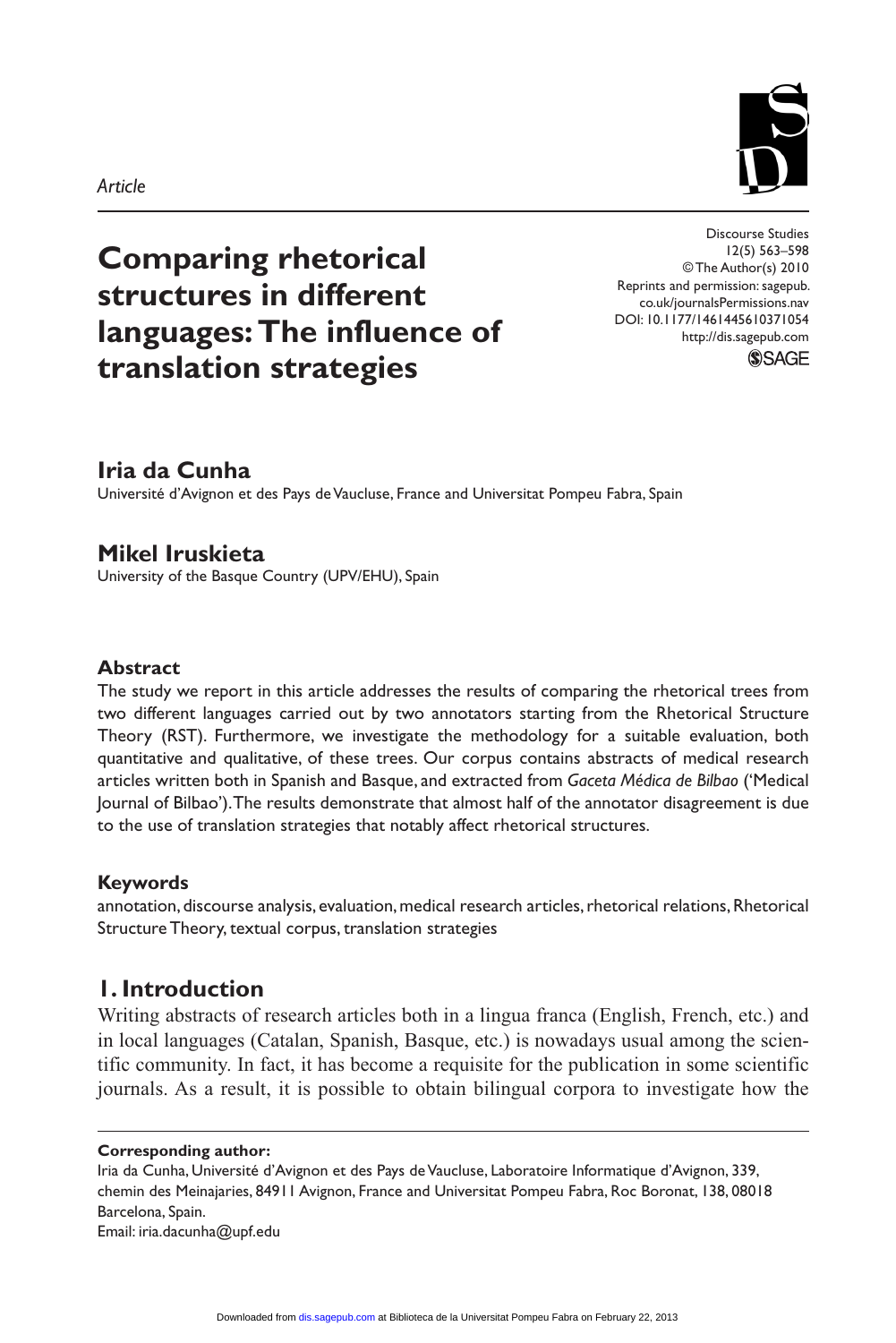*Article*

# Comparing rhetorical structures in different languages: The influence of translation strategies

Discourse Studies
12(5) 563–598
© The Author(s) 2010
Reprints and permission: sagepub.co.uk/journalsPermissions.nav
DOI: 10.1177/1461445610371054
http://dis.sagepub.com

## Iria da Cunha

Université d'Avignon et des Pays de Vaucluse, France and Universitat Pompeu Fabra, Spain

## Mikel Iruskieta

University of the Basque Country (UPV/EHU), Spain

### Abstract

The study we report in this article addresses the results of comparing the rhetorical trees from two different languages carried out by two annotators starting from the Rhetorical Structure Theory (RST). Furthermore, we investigate the methodology for a suitable evaluation, both quantitative and qualitative, of these trees. Our corpus contains abstracts of medical research articles written both in Spanish and Basque, and extracted from *Gaceta Médica de Bilbao* ('Medical Journal of Bilbao'). The results demonstrate that almost half of the annotator disagreement is due to the use of translation strategies that notably affect rhetorical structures.

### Keywords

annotation, discourse analysis, evaluation, medical research articles, rhetorical relations, Rhetorical Structure Theory, textual corpus, translation strategies

## 1. Introduction

Writing abstracts of research articles both in a lingua franca (English, French, etc.) and in local languages (Catalan, Spanish, Basque, etc.) is nowadays usual among the scientific community. In fact, it has become a requisite for the publication in some scientific journals. As a result, it is possible to obtain bilingual corpora to investigate how the

**Corresponding author:**
Iria da Cunha, Université d'Avignon et des Pays de Vaucluse, Laboratoire Informatique d'Avignon, 339, chemin des Meinajaries, 84911 Avignon, France and Universitat Pompeu Fabra, Roc Boronat, 138, 08018 Barcelona, Spain.
Email: iria.dacunha@upf.edu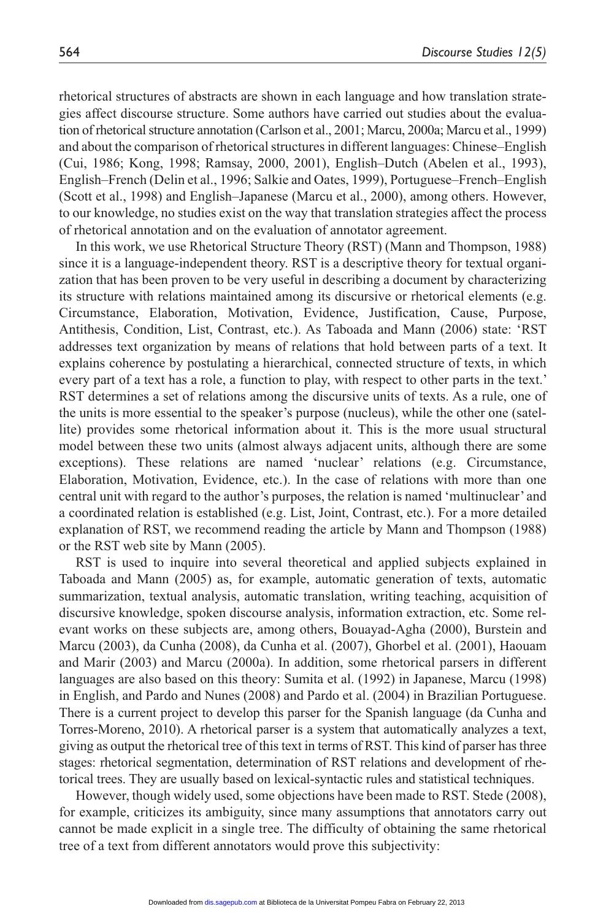rhetorical structures of abstracts are shown in each language and how translation strategies affect discourse structure. Some authors have carried out studies about the evaluation of rhetorical structure annotation (Carlson et al., 2001; Marcu, 2000a; Marcu et al., 1999) and about the comparison of rhetorical structures in different languages: Chinese–English (Cui, 1986; Kong, 1998; Ramsay, 2000, 2001), English–Dutch (Abelen et al., 1993), English–French (Delin et al., 1996; Salkie and Oates, 1999), Portuguese–French–English (Scott et al., 1998) and English–Japanese (Marcu et al., 2000), among others. However, to our knowledge, no studies exist on the way that translation strategies affect the process of rhetorical annotation and on the evaluation of annotator agreement.

In this work, we use Rhetorical Structure Theory (RST) (Mann and Thompson, 1988) since it is a language-independent theory. RST is a descriptive theory for textual organization that has been proven to be very useful in describing a document by characterizing its structure with relations maintained among its discursive or rhetorical elements (e.g. Circumstance, Elaboration, Motivation, Evidence, Justification, Cause, Purpose, Antithesis, Condition, List, Contrast, etc.). As Taboada and Mann (2006) state: 'RST addresses text organization by means of relations that hold between parts of a text. It explains coherence by postulating a hierarchical, connected structure of texts, in which every part of a text has a role, a function to play, with respect to other parts in the text.' RST determines a set of relations among the discursive units of texts. As a rule, one of the units is more essential to the speaker's purpose (nucleus), while the other one (satellite) provides some rhetorical information about it. This is the more usual structural model between these two units (almost always adjacent units, although there are some exceptions). These relations are named 'nuclear' relations (e.g. Circumstance, Elaboration, Motivation, Evidence, etc.). In the case of relations with more than one central unit with regard to the author's purposes, the relation is named 'multinuclear' and a coordinated relation is established (e.g. List, Joint, Contrast, etc.). For a more detailed explanation of RST, we recommend reading the article by Mann and Thompson (1988) or the RST web site by Mann (2005).

RST is used to inquire into several theoretical and applied subjects explained in Taboada and Mann (2005) as, for example, automatic generation of texts, automatic summarization, textual analysis, automatic translation, writing teaching, acquisition of discursive knowledge, spoken discourse analysis, information extraction, etc. Some relevant works on these subjects are, among others, Bouayad-Agha (2000), Burstein and Marcu (2003), da Cunha (2008), da Cunha et al. (2007), Ghorbel et al. (2001), Haouam and Marir (2003) and Marcu (2000a). In addition, some rhetorical parsers in different languages are also based on this theory: Sumita et al. (1992) in Japanese, Marcu (1998) in English, and Pardo and Nunes (2008) and Pardo et al. (2004) in Brazilian Portuguese. There is a current project to develop this parser for the Spanish language (da Cunha and Torres-Moreno, 2010). A rhetorical parser is a system that automatically analyzes a text, giving as output the rhetorical tree of this text in terms of RST. This kind of parser has three stages: rhetorical segmentation, determination of RST relations and development of rhetorical trees. They are usually based on lexical-syntactic rules and statistical techniques.

However, though widely used, some objections have been made to RST. Stede (2008), for example, criticizes its ambiguity, since many assumptions that annotators carry out cannot be made explicit in a single tree. The difficulty of obtaining the same rhetorical tree of a text from different annotators would prove this subjectivity: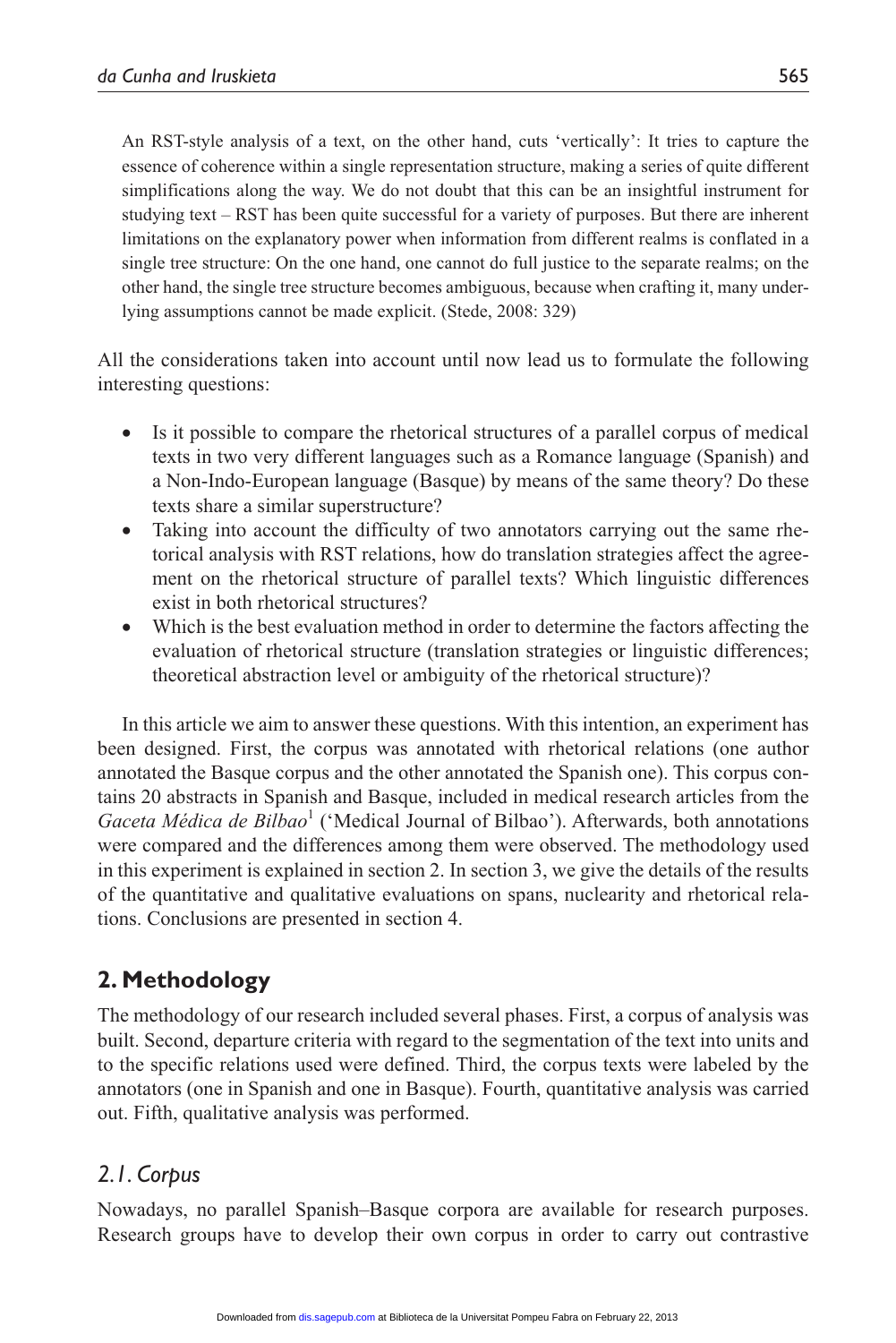> An RST-style analysis of a text, on the other hand, cuts 'vertically': It tries to capture the essence of coherence within a single representation structure, making a series of quite different simplifications along the way. We do not doubt that this can be an insightful instrument for studying text – RST has been quite successful for a variety of purposes. But there are inherent limitations on the explanatory power when information from different realms is conflated in a single tree structure: On the one hand, one cannot do full justice to the separate realms; on the other hand, the single tree structure becomes ambiguous, because when crafting it, many underlying assumptions cannot be made explicit. (Stede, 2008: 329)

All the considerations taken into account until now lead us to formulate the following interesting questions:

- Is it possible to compare the rhetorical structures of a parallel corpus of medical texts in two very different languages such as a Romance language (Spanish) and a Non-Indo-European language (Basque) by means of the same theory? Do these texts share a similar superstructure?
- Taking into account the difficulty of two annotators carrying out the same rhetorical analysis with RST relations, how do translation strategies affect the agreement on the rhetorical structure of parallel texts? Which linguistic differences exist in both rhetorical structures?
- Which is the best evaluation method in order to determine the factors affecting the evaluation of rhetorical structure (translation strategies or linguistic differences; theoretical abstraction level or ambiguity of the rhetorical structure)?

In this article we aim to answer these questions. With this intention, an experiment has been designed. First, the corpus was annotated with rhetorical relations (one author annotated the Basque corpus and the other annotated the Spanish one). This corpus contains 20 abstracts in Spanish and Basque, included in medical research articles from the *Gaceta Médica de Bilbao*[1] ('Medical Journal of Bilbao'). Afterwards, both annotations were compared and the differences among them were observed. The methodology used in this experiment is explained in section 2. In section 3, we give the details of the results of the quantitative and qualitative evaluations on spans, nuclearity and rhetorical relations. Conclusions are presented in section 4.

## 2. Methodology

The methodology of our research included several phases. First, a corpus of analysis was built. Second, departure criteria with regard to the segmentation of the text into units and to the specific relations used were defined. Third, the corpus texts were labeled by the annotators (one in Spanish and one in Basque). Fourth, quantitative analysis was carried out. Fifth, qualitative analysis was performed.

### *2.1. Corpus*

Nowadays, no parallel Spanish–Basque corpora are available for research purposes. Research groups have to develop their own corpus in order to carry out contrastive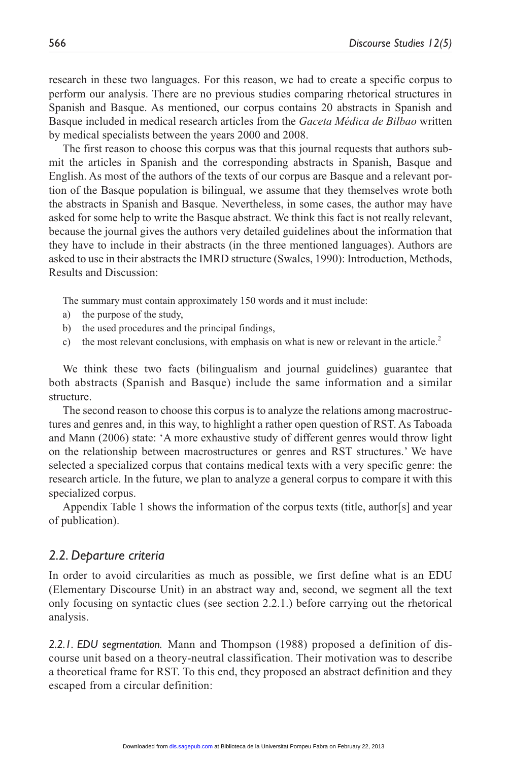research in these two languages. For this reason, we had to create a specific corpus to perform our analysis. There are no previous studies comparing rhetorical structures in Spanish and Basque. As mentioned, our corpus contains 20 abstracts in Spanish and Basque included in medical research articles from the *Gaceta Médica de Bilbao* written by medical specialists between the years 2000 and 2008.

The first reason to choose this corpus was that this journal requests that authors submit the articles in Spanish and the corresponding abstracts in Spanish, Basque and English. As most of the authors of the texts of our corpus are Basque and a relevant portion of the Basque population is bilingual, we assume that they themselves wrote both the abstracts in Spanish and Basque. Nevertheless, in some cases, the author may have asked for some help to write the Basque abstract. We think this fact is not really relevant, because the journal gives the authors very detailed guidelines about the information that they have to include in their abstracts (in the three mentioned languages). Authors are asked to use in their abstracts the IMRD structure (Swales, 1990): Introduction, Methods, Results and Discussion:

> The summary must contain approximately 150 words and it must include:
>
> a) the purpose of the study,
> b) the used procedures and the principal findings,
> c) the most relevant conclusions, with emphasis on what is new or relevant in the article.[2]

We think these two facts (bilingualism and journal guidelines) guarantee that both abstracts (Spanish and Basque) include the same information and a similar structure.

The second reason to choose this corpus is to analyze the relations among macrostructures and genres and, in this way, to highlight a rather open question of RST. As Taboada and Mann (2006) state: 'A more exhaustive study of different genres would throw light on the relationship between macrostructures or genres and RST structures.' We have selected a specialized corpus that contains medical texts with a very specific genre: the research article. In the future, we plan to analyze a general corpus to compare it with this specialized corpus.

Appendix Table 1 shows the information of the corpus texts (title, author[s] and year of publication).

## *2.2. Departure criteria*

In order to avoid circularities as much as possible, we first define what is an EDU (Elementary Discourse Unit) in an abstract way and, second, we segment all the text only focusing on syntactic clues (see section 2.2.1.) before carrying out the rhetorical analysis.

*2.2.1. EDU segmentation.* Mann and Thompson (1988) proposed a definition of discourse unit based on a theory-neutral classification. Their motivation was to describe a theoretical frame for RST. To this end, they proposed an abstract definition and they escaped from a circular definition: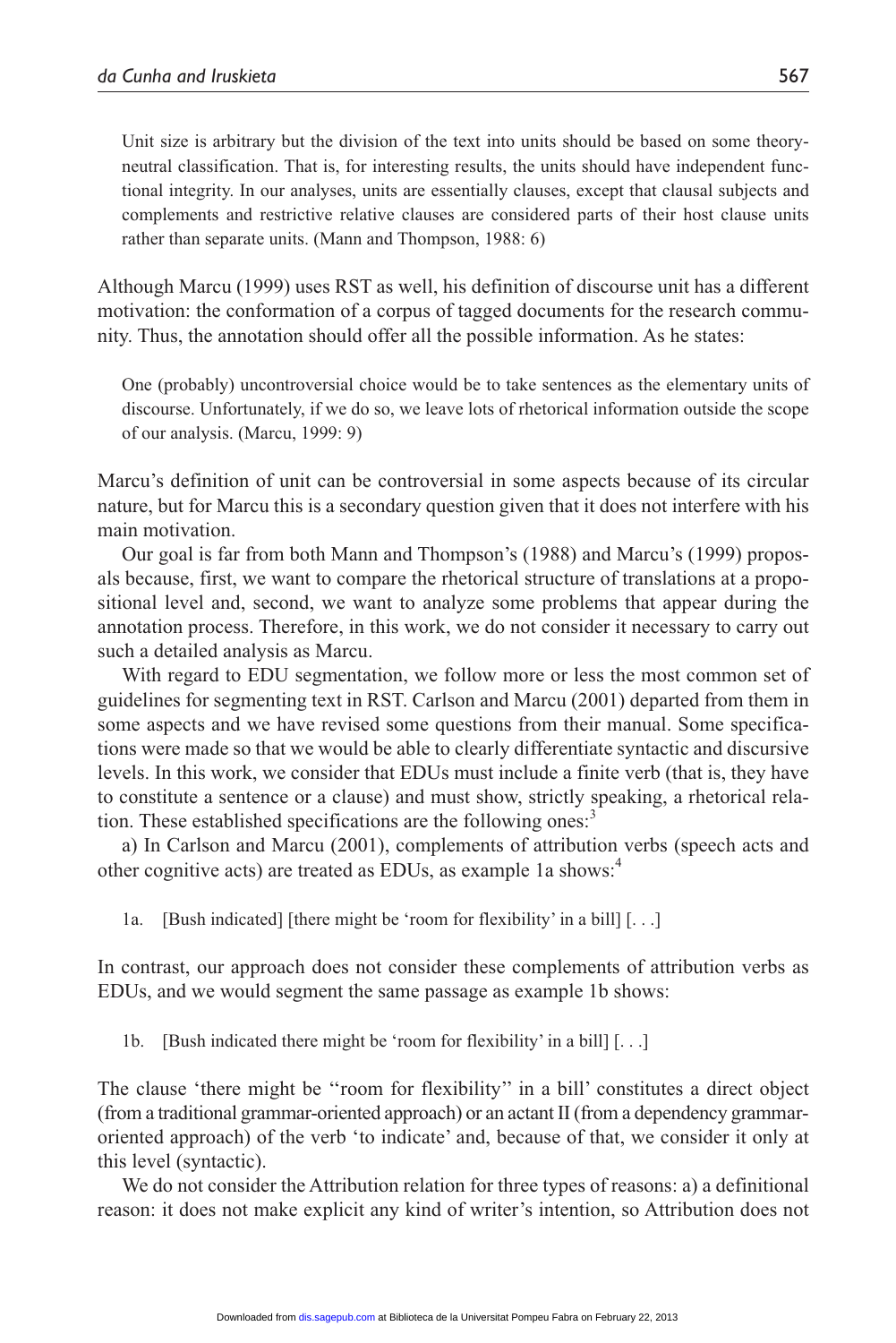> Unit size is arbitrary but the division of the text into units should be based on some theory-neutral classification. That is, for interesting results, the units should have independent functional integrity. In our analyses, units are essentially clauses, except that clausal subjects and complements and restrictive relative clauses are considered parts of their host clause units rather than separate units. (Mann and Thompson, 1988: 6)

Although Marcu (1999) uses RST as well, his definition of discourse unit has a different motivation: the conformation of a corpus of tagged documents for the research community. Thus, the annotation should offer all the possible information. As he states:

> One (probably) uncontroversial choice would be to take sentences as the elementary units of discourse. Unfortunately, if we do so, we leave lots of rhetorical information outside the scope of our analysis. (Marcu, 1999: 9)

Marcu's definition of unit can be controversial in some aspects because of its circular nature, but for Marcu this is a secondary question given that it does not interfere with his main motivation.

Our goal is far from both Mann and Thompson's (1988) and Marcu's (1999) proposals because, first, we want to compare the rhetorical structure of translations at a propositional level and, second, we want to analyze some problems that appear during the annotation process. Therefore, in this work, we do not consider it necessary to carry out such a detailed analysis as Marcu.

With regard to EDU segmentation, we follow more or less the most common set of guidelines for segmenting text in RST. Carlson and Marcu (2001) departed from them in some aspects and we have revised some questions from their manual. Some specifications were made so that we would be able to clearly differentiate syntactic and discursive levels. In this work, we consider that EDUs must include a finite verb (that is, they have to constitute a sentence or a clause) and must show, strictly speaking, a rhetorical relation. These established specifications are the following ones:[3]

a) In Carlson and Marcu (2001), complements of attribution verbs (speech acts and other cognitive acts) are treated as EDUs, as example 1a shows:[4]

> 1a. [Bush indicated] [there might be 'room for flexibility' in a bill] [. . .]

In contrast, our approach does not consider these complements of attribution verbs as EDUs, and we would segment the same passage as example 1b shows:

> 1b. [Bush indicated there might be 'room for flexibility' in a bill] [. . .]

The clause 'there might be "room for flexibility" in a bill' constitutes a direct object (from a traditional grammar-oriented approach) or an actant II (from a dependency grammar-oriented approach) of the verb 'to indicate' and, because of that, we consider it only at this level (syntactic).

We do not consider the Attribution relation for three types of reasons: a) a definitional reason: it does not make explicit any kind of writer's intention, so Attribution does not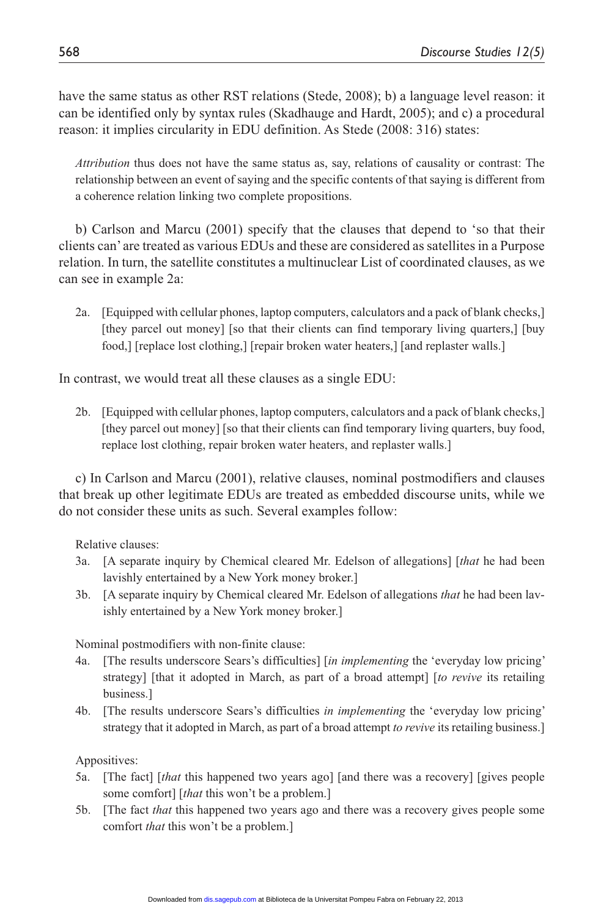have the same status as other RST relations (Stede, 2008); b) a language level reason: it can be identified only by syntax rules (Skadhauge and Hardt, 2005); and c) a procedural reason: it implies circularity in EDU definition. As Stede (2008: 316) states:

> *Attribution* thus does not have the same status as, say, relations of causality or contrast: The relationship between an event of saying and the specific contents of that saying is different from a coherence relation linking two complete propositions.

b) Carlson and Marcu (2001) specify that the clauses that depend to 'so that their clients can' are treated as various EDUs and these are considered as satellites in a Purpose relation. In turn, the satellite constitutes a multinuclear List of coordinated clauses, as we can see in example 2a:

2a. [Equipped with cellular phones, laptop computers, calculators and a pack of blank checks,] [they parcel out money] [so that their clients can find temporary living quarters,] [buy food,] [replace lost clothing,] [repair broken water heaters,] [and replaster walls.]

In contrast, we would treat all these clauses as a single EDU:

2b. [Equipped with cellular phones, laptop computers, calculators and a pack of blank checks,] [they parcel out money] [so that their clients can find temporary living quarters, buy food, replace lost clothing, repair broken water heaters, and replaster walls.]

c) In Carlson and Marcu (2001), relative clauses, nominal postmodifiers and clauses that break up other legitimate EDUs are treated as embedded discourse units, while we do not consider these units as such. Several examples follow:

Relative clauses:

3a. [A separate inquiry by Chemical cleared Mr. Edelson of allegations] [*that* he had been lavishly entertained by a New York money broker.]

3b. [A separate inquiry by Chemical cleared Mr. Edelson of allegations *that* he had been lavishly entertained by a New York money broker.]

Nominal postmodifiers with non-finite clause:

4a. [The results underscore Sears's difficulties] [*in implementing* the 'everyday low pricing' strategy] [that it adopted in March, as part of a broad attempt] [*to revive* its retailing business.]

4b. [The results underscore Sears's difficulties *in implementing* the 'everyday low pricing' strategy that it adopted in March, as part of a broad attempt *to revive* its retailing business.]

Appositives:

5a. [The fact] [*that* this happened two years ago] [and there was a recovery] [gives people some comfort] [*that* this won't be a problem.]

5b. [The fact *that* this happened two years ago and there was a recovery gives people some comfort *that* this won't be a problem.]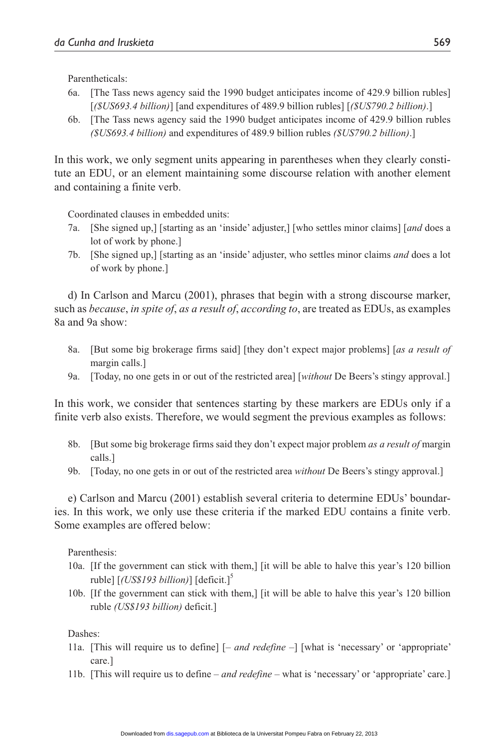Parentheticals:

6a. [The Tass news agency said the 1990 budget anticipates income of 429.9 billion rubles] [*($US693.4 billion)*] [and expenditures of 489.9 billion rubles] [*($US790.2 billion)*.]

6b. [The Tass news agency said the 1990 budget anticipates income of 429.9 billion rubles *($US693.4 billion)* and expenditures of 489.9 billion rubles *($US790.2 billion)*.]

In this work, we only segment units appearing in parentheses when they clearly constitute an EDU, or an element maintaining some discourse relation with another element and containing a finite verb.

Coordinated clauses in embedded units:

7a. [She signed up,] [starting as an 'inside' adjuster,] [who settles minor claims] [*and* does a lot of work by phone.]

7b. [She signed up,] [starting as an 'inside' adjuster, who settles minor claims *and* does a lot of work by phone.]

d) In Carlson and Marcu (2001), phrases that begin with a strong discourse marker, such as *because*, *in spite of*, *as a result of*, *according to*, are treated as EDUs, as examples 8a and 9a show:

8a. [But some big brokerage firms said] [they don't expect major problems] [*as a result of* margin calls.]

9a. [Today, no one gets in or out of the restricted area] [*without* De Beers's stingy approval.]

In this work, we consider that sentences starting by these markers are EDUs only if a finite verb also exists. Therefore, we would segment the previous examples as follows:

8b. [But some big brokerage firms said they don't expect major problem *as a result of* margin calls.]

9b. [Today, no one gets in or out of the restricted area *without* De Beers's stingy approval.]

e) Carlson and Marcu (2001) establish several criteria to determine EDUs' boundaries. In this work, we only use these criteria if the marked EDU contains a finite verb. Some examples are offered below:

Parenthesis:

10a. [If the government can stick with them,] [it will be able to halve this year's 120 billion ruble] [*(US$193 billion)*] [deficit.][5]

10b. [If the government can stick with them,] [it will be able to halve this year's 120 billion ruble *(US$193 billion)* deficit.]

Dashes:

11a. [This will require us to define] [– *and redefine* –] [what is 'necessary' or 'appropriate' care.]

11b. [This will require us to define – *and redefine* – what is 'necessary' or 'appropriate' care.]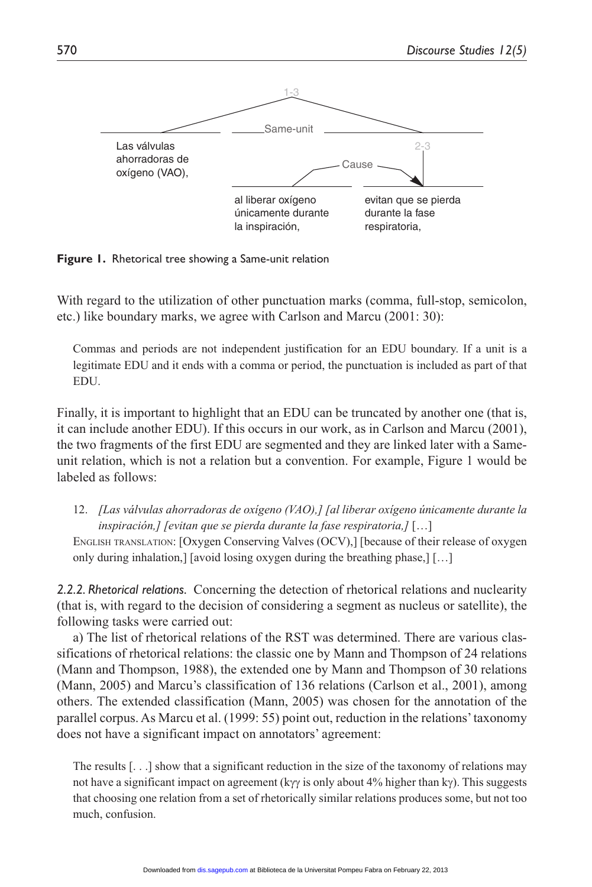Figure 1. Rhetorical tree showing a Same-unit relation

With regard to the utilization of other punctuation marks (comma, full-stop, semicolon, etc.) like boundary marks, we agree with Carlson and Marcu (2001: 30):

> Commas and periods are not independent justification for an EDU boundary. If a unit is a legitimate EDU and it ends with a comma or period, the punctuation is included as part of that EDU.

Finally, it is important to highlight that an EDU can be truncated by another one (that is, it can include another EDU). If this occurs in our work, as in Carlson and Marcu (2001), the two fragments of the first EDU are segmented and they are linked later with a Same-unit relation, which is not a relation but a convention. For example, Figure 1 would be labeled as follows:

12. *[Las válvulas ahorradoras de oxígeno (VAO),] [al liberar oxígeno únicamente durante la inspiración,] [evitan que se pierda durante la fase respiratoria,]* […]

English translation: [Oxygen Conserving Valves (OCV),] [because of their release of oxygen only during inhalation,] [avoid losing oxygen during the breathing phase,] […]

*2.2.2. Rhetorical relations.* Concerning the detection of rhetorical relations and nuclearity (that is, with regard to the decision of considering a segment as nucleus or satellite), the following tasks were carried out:

a) The list of rhetorical relations of the RST was determined. There are various classifications of rhetorical relations: the classic one by Mann and Thompson of 24 relations (Mann and Thompson, 1988), the extended one by Mann and Thompson of 30 relations (Mann, 2005) and Marcu's classification of 136 relations (Carlson et al., 2001), among others. The extended classification (Mann, 2005) was chosen for the annotation of the parallel corpus. As Marcu et al. (1999: 55) point out, reduction in the relations' taxonomy does not have a significant impact on annotators' agreement:

> The results [. . .] show that a significant reduction in the size of the taxonomy of relations may not have a significant impact on agreement ($k\gamma\gamma$ is only about 4% higher than $k\gamma$). This suggests that choosing one relation from a set of rhetorically similar relations produces some, but not too much, confusion.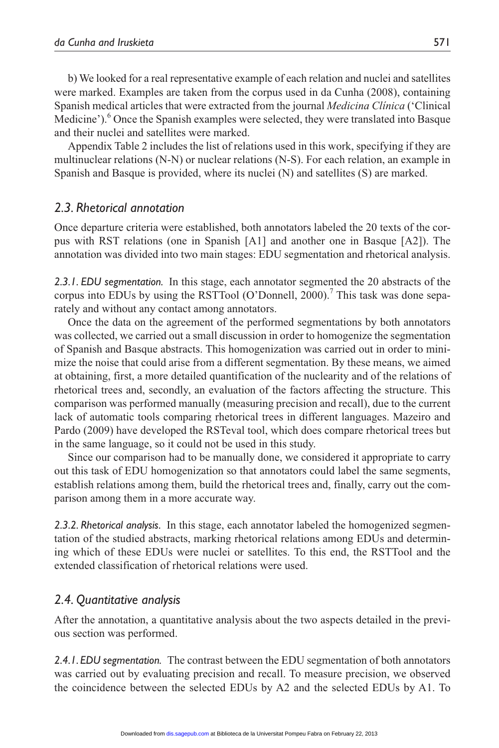b) We looked for a real representative example of each relation and nuclei and satellites were marked. Examples are taken from the corpus used in da Cunha (2008), containing Spanish medical articles that were extracted from the journal *Medicina Clínica* ('Clinical Medicine').[6] Once the Spanish examples were selected, they were translated into Basque and their nuclei and satellites were marked.

Appendix Table 2 includes the list of relations used in this work, specifying if they are multinuclear relations (N-N) or nuclear relations (N-S). For each relation, an example in Spanish and Basque is provided, where its nuclei (N) and satellites (S) are marked.

## *2.3. Rhetorical annotation*

Once departure criteria were established, both annotators labeled the 20 texts of the corpus with RST relations (one in Spanish [A1] and another one in Basque [A2]). The annotation was divided into two main stages: EDU segmentation and rhetorical analysis.

***2.3.1. EDU segmentation.*** In this stage, each annotator segmented the 20 abstracts of the corpus into EDUs by using the RSTTool (O'Donnell, 2000).[7] This task was done separately and without any contact among annotators.

Once the data on the agreement of the performed segmentations by both annotators was collected, we carried out a small discussion in order to homogenize the segmentation of Spanish and Basque abstracts. This homogenization was carried out in order to minimize the noise that could arise from a different segmentation. By these means, we aimed at obtaining, first, a more detailed quantification of the nuclearity and of the relations of rhetorical trees and, secondly, an evaluation of the factors affecting the structure. This comparison was performed manually (measuring precision and recall), due to the current lack of automatic tools comparing rhetorical trees in different languages. Mazeiro and Pardo (2009) have developed the RSTeval tool, which does compare rhetorical trees but in the same language, so it could not be used in this study.

Since our comparison had to be manually done, we considered it appropriate to carry out this task of EDU homogenization so that annotators could label the same segments, establish relations among them, build the rhetorical trees and, finally, carry out the comparison among them in a more accurate way.

***2.3.2. Rhetorical analysis.*** In this stage, each annotator labeled the homogenized segmentation of the studied abstracts, marking rhetorical relations among EDUs and determining which of these EDUs were nuclei or satellites. To this end, the RSTTool and the extended classification of rhetorical relations were used.

## *2.4. Quantitative analysis*

After the annotation, a quantitative analysis about the two aspects detailed in the previous section was performed.

***2.4.1. EDU segmentation.*** The contrast between the EDU segmentation of both annotators was carried out by evaluating precision and recall. To measure precision, we observed the coincidence between the selected EDUs by A2 and the selected EDUs by A1. To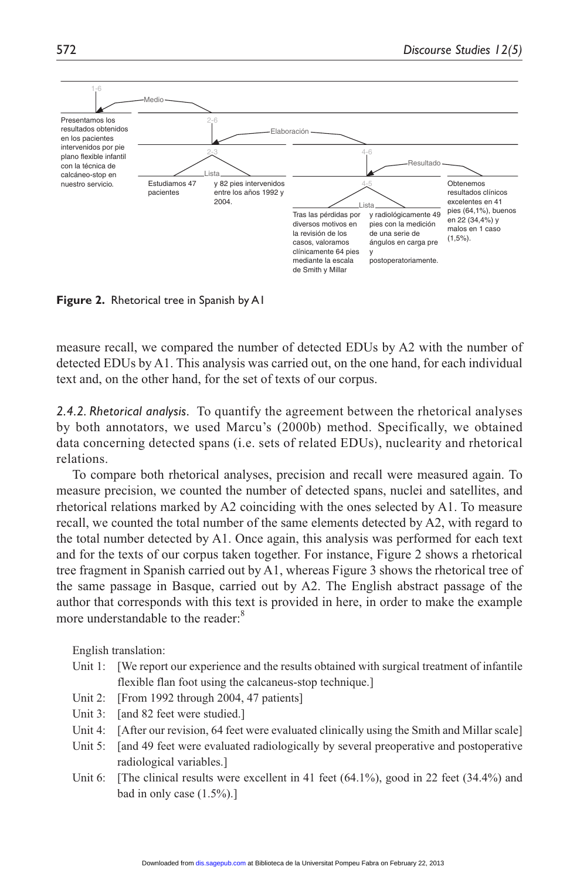1-6

Medio

Presentamos los resultados obtenidos en los pacientes intervenidos por pie plano flexible infantil con la técnica de calcáneo-stop en nuestro servicio.

2-6

Elaboración

2-3

Lista

Estudiamos 47 pacientes

y 82 pies intervenidos entre los años 1992 y 2004.

4-6

Resultado

4-5

Lista

Tras las pérdidas por diversos motivos en la revisión de los casos, valoramos clínicamente 64 pies mediante la escala de Smith y Millar

y radiológicamente 49 pies con la medición de una serie de ángulos en carga pre y postoperatoriamente.

Obtenemos resultados clínicos excelentes en 41 pies (64,1%), buenos en 22 (34,4%) y malos en 1 caso (1,5%).

**Figure 2.** Rhetorical tree in Spanish by A1

measure recall, we compared the number of detected EDUs by A2 with the number of detected EDUs by A1. This analysis was carried out, on the one hand, for each individual text and, on the other hand, for the set of texts of our corpus.

*2.4.2. Rhetorical analysis.* To quantify the agreement between the rhetorical analyses by both annotators, we used Marcu's (2000b) method. Specifically, we obtained data concerning detected spans (i.e. sets of related EDUs), nuclearity and rhetorical relations.

To compare both rhetorical analyses, precision and recall were measured again. To measure precision, we counted the number of detected spans, nuclei and satellites, and rhetorical relations marked by A2 coinciding with the ones selected by A1. To measure recall, we counted the total number of the same elements detected by A2, with regard to the total number detected by A1. Once again, this analysis was performed for each text and for the texts of our corpus taken together. For instance, Figure 2 shows a rhetorical tree fragment in Spanish carried out by A1, whereas Figure 3 shows the rhetorical tree of the same passage in Basque, carried out by A2. The English abstract passage of the author that corresponds with this text is provided in here, in order to make the example more understandable to the reader:[8]

English translation:

Unit 1: [We report our experience and the results obtained with surgical treatment of infantile flexible flan foot using the calcaneus-stop technique.]

Unit 2: [From 1992 through 2004, 47 patients]

Unit 3: [and 82 feet were studied.]

Unit 4: [After our revision, 64 feet were evaluated clinically using the Smith and Millar scale]

Unit 5: [and 49 feet were evaluated radiologically by several preoperative and postoperative radiological variables.]

Unit 6: [The clinical results were excellent in 41 feet (64.1%), good in 22 feet (34.4%) and bad in only case (1.5%).]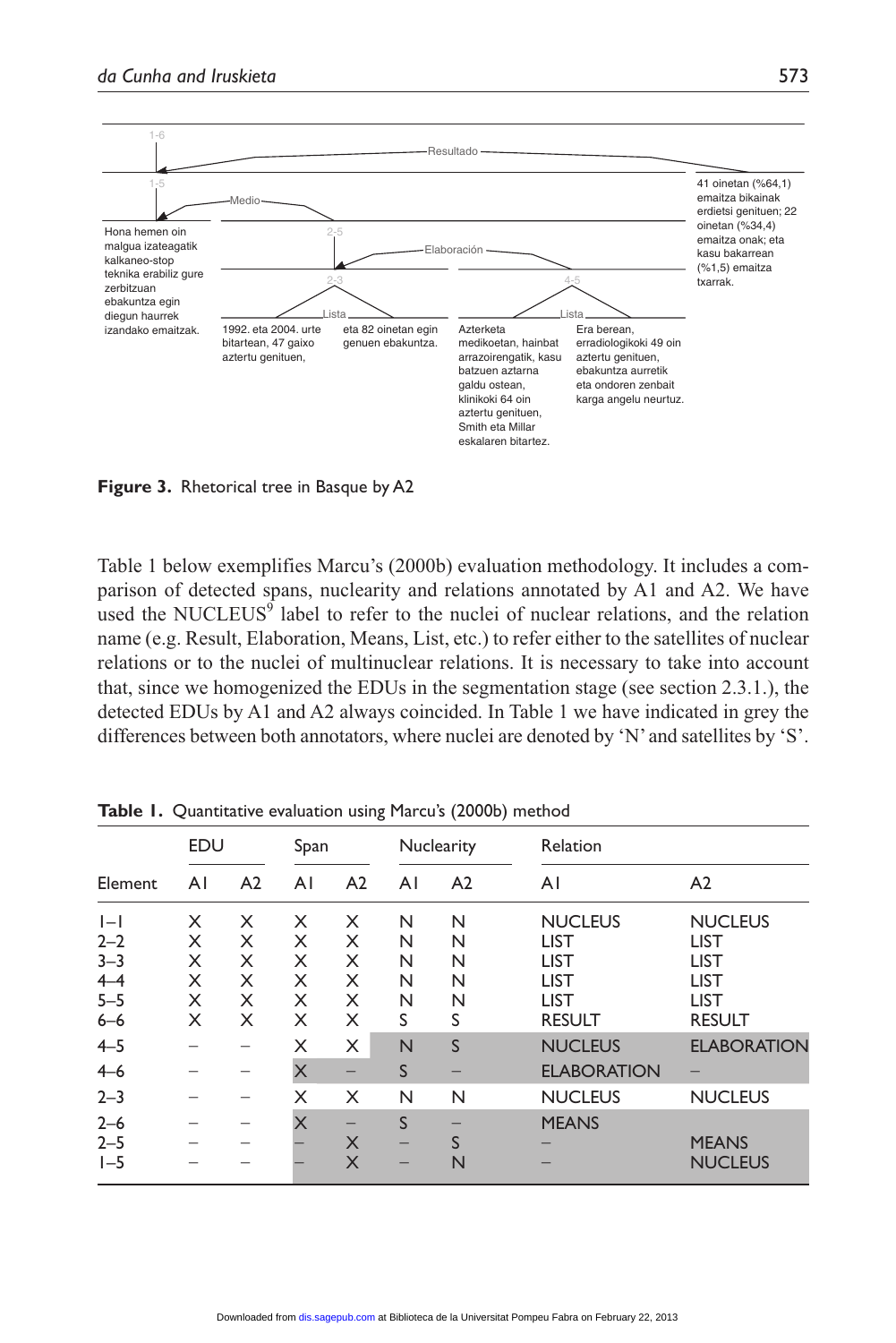1-6

Resultado

1-5

Medio

41 oinetan (%64,1) emaitza bikainak erdietsi genituen; 22 oinetan (%34,4) emaitza onak; eta kasu bakarrean (%1,5) emaitza txarrak.

Hona hemen oin malgua izateagatik kalkaneo-stop teknika erabiliz gure zerbitzuan ebakuntza egin diegun haurrek izandako emaitzak.

2-5

Elaboración

2-3

Lista

1992. eta 2004. urte bitartean, 47 gaixo aztertu genituen,

eta 82 oinetan egin genuen ebakuntza.

4-5

Lista

Azterketa medikoetan, hainbat arrazoirengatik, kasu batzuen aztarna galdu ostean, klinikoki 64 oin aztertu genituen, Smith eta Millar eskalaren bitartez.

Era berean, erradiologikoki 49 oin aztertu genituen, ebakuntza aurretik eta ondoren zenbait karga angelu neurtuz.

**Figure 3.** Rhetorical tree in Basque by A2

Table 1 below exemplifies Marcu's (2000b) evaluation methodology. It includes a comparison of detected spans, nuclearity and relations annotated by A1 and A2. We have used the NUCLEUS[9] label to refer to the nuclei of nuclear relations, and the relation name (e.g. Result, Elaboration, Means, List, etc.) to refer either to the satellites of nuclear relations or to the nuclei of multinuclear relations. It is necessary to take into account that, since we homogenized the EDUs in the segmentation stage (see section 2.3.1.), the detected EDUs by A1 and A2 always coincided. In Table 1 we have indicated in grey the differences between both annotators, where nuclei are denoted by 'N' and satellites by 'S'.

**Table 1.** Quantitative evaluation using Marcu's (2000b) method

| Element | EDU A1 | EDU A2 | Span A1 | Span A2 | Nuclearity A1 | Nuclearity A2 | Relation A1 | Relation A2 |
|---|---|---|---|---|---|---|---|---|
| 1–1 | X | X | X | X | N | N | NUCLEUS | NUCLEUS |
| 2–2 | X | X | X | X | N | N | LIST | LIST |
| 3–3 | X | X | X | X | N | N | LIST | LIST |
| 4–4 | X | X | X | X | N | N | LIST | LIST |
| 5–5 | X | X | X | X | N | N | LIST | LIST |
| 6–6 | X | X | X | X | S | S | RESULT | RESULT |
| 4–5 | – | – | X | X | N | S | NUCLEUS | ELABORATION |
| 4–6 | – | – | X | – | S | – | ELABORATION | – |
| 2–3 | – | – | X | X | N | N | NUCLEUS | NUCLEUS |
| 2–6 | – | – | X | – | S | – | MEANS | |
| 2–5 | – | – | – | X | – | S | – | MEANS |
| 1–5 | – | – | – | X | – | N | – | NUCLEUS |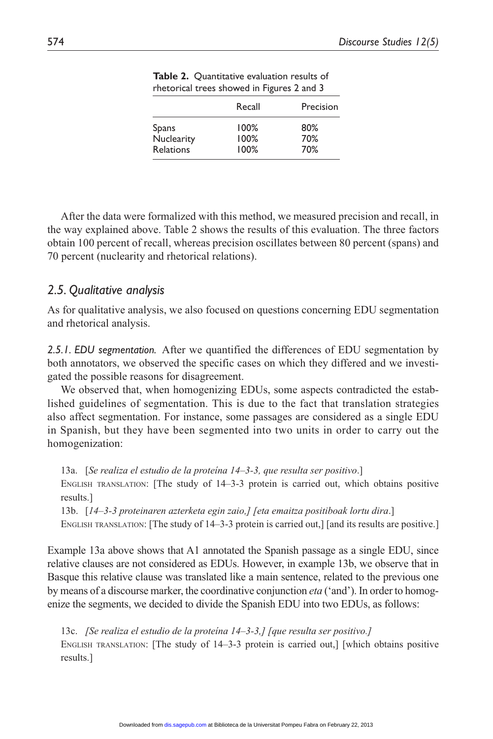**Table 2.** Quantitative evaluation results of rhetorical trees showed in Figures 2 and 3

| | Recall | Precision |
|---|---|---|
| Spans | 100% | 80% |
| Nuclearity | 100% | 70% |
| Relations | 100% | 70% |

After the data were formalized with this method, we measured precision and recall, in the way explained above. Table 2 shows the results of this evaluation. The three factors obtain 100 percent of recall, whereas precision oscillates between 80 percent (spans) and 70 percent (nuclearity and rhetorical relations).

## *2.5. Qualitative analysis*

As for qualitative analysis, we also focused on questions concerning EDU segmentation and rhetorical analysis.

*2.5.1. EDU segmentation.* After we quantified the differences of EDU segmentation by both annotators, we observed the specific cases on which they differed and we investigated the possible reasons for disagreement.

We observed that, when homogenizing EDUs, some aspects contradicted the established guidelines of segmentation. This is due to the fact that translation strategies also affect segmentation. For instance, some passages are considered as a single EDU in Spanish, but they have been segmented into two units in order to carry out the homogenization:

13a. [*Se realiza el estudio de la proteína 14–3-3, que resulta ser positivo*.]
English translation: [The study of 14–3-3 protein is carried out, which obtains positive results.]
13b. [*14–3-3 proteinaren azterketa egin zaio,] [eta emaitza positiboak lortu dira*.]
English translation: [The study of 14–3-3 protein is carried out,] [and its results are positive.]

Example 13a above shows that A1 annotated the Spanish passage as a single EDU, since relative clauses are not considered as EDUs. However, in example 13b, we observe that in Basque this relative clause was translated like a main sentence, related to the previous one by means of a discourse marker, the coordinative conjunction *eta* ('and'). In order to homogenize the segments, we decided to divide the Spanish EDU into two EDUs, as follows:

13c. *[Se realiza el estudio de la proteína 14–3-3,] [que resulta ser positivo.]*
English translation: [The study of 14–3-3 protein is carried out,] [which obtains positive results.]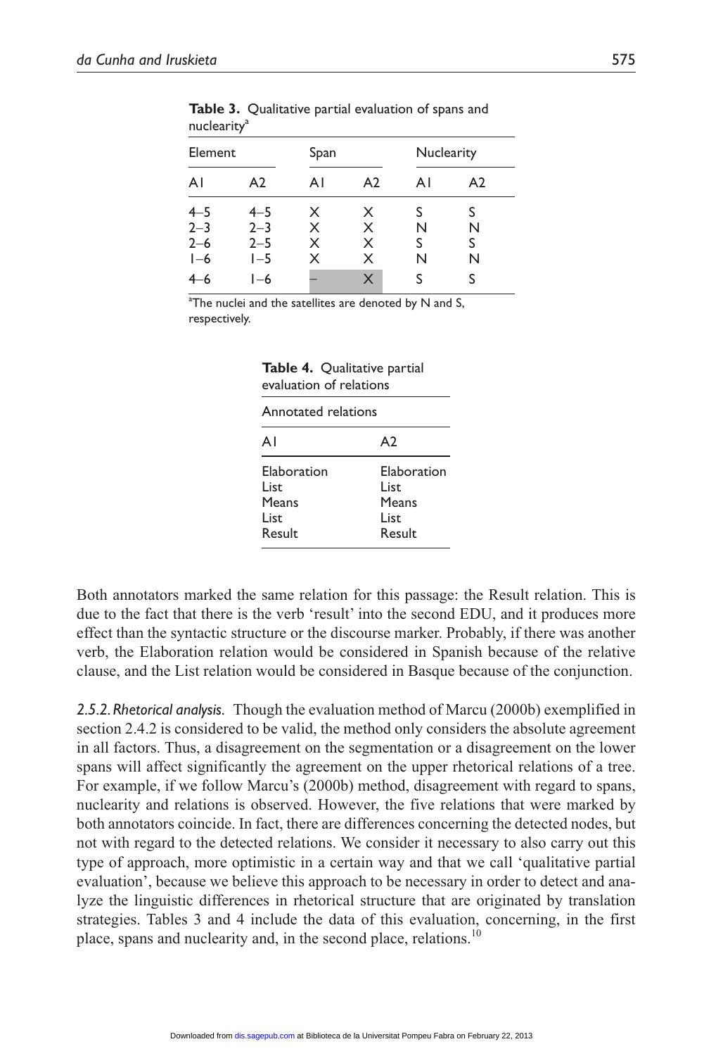**Table 3.** Qualitative partial evaluation of spans and nuclearity[a]

| Element | | Span | | Nuclearity | |
|---|---|---|---|---|---|
| A1 | A2 | A1 | A2 | A1 | A2 |
| 4–5 | 4–5 | X | X | S | S |
| 2–3 | 2–3 | X | X | N | N |
| 2–6 | 2–5 | X | X | S | S |
| 1–6 | 1–5 | X | X | N | N |
| 4–6 | 1–6 | – | X | S | S |

[a]The nuclei and the satellites are denoted by N and S, respectively.

**Table 4.** Qualitative partial evaluation of relations

| Annotated relations | |
|---|---|
| A1 | A2 |
| Elaboration | Elaboration |
| List | List |
| Means | Means |
| List | List |
| Result | Result |

Both annotators marked the same relation for this passage: the Result relation. This is due to the fact that there is the verb 'result' into the second EDU, and it produces more effect than the syntactic structure or the discourse marker. Probably, if there was another verb, the Elaboration relation would be considered in Spanish because of the relative clause, and the List relation would be considered in Basque because of the conjunction.

*2.5.2. Rhetorical analysis.* Though the evaluation method of Marcu (2000b) exemplified in section 2.4.2 is considered to be valid, the method only considers the absolute agreement in all factors. Thus, a disagreement on the segmentation or a disagreement on the lower spans will affect significantly the agreement on the upper rhetorical relations of a tree. For example, if we follow Marcu's (2000b) method, disagreement with regard to spans, nuclearity and relations is observed. However, the five relations that were marked by both annotators coincide. In fact, there are differences concerning the detected nodes, but not with regard to the detected relations. We consider it necessary to also carry out this type of approach, more optimistic in a certain way and that we call 'qualitative partial evaluation', because we believe this approach to be necessary in order to detect and analyze the linguistic differences in rhetorical structure that are originated by translation strategies. Tables 3 and 4 include the data of this evaluation, concerning, in the first place, spans and nuclearity and, in the second place, relations.[10]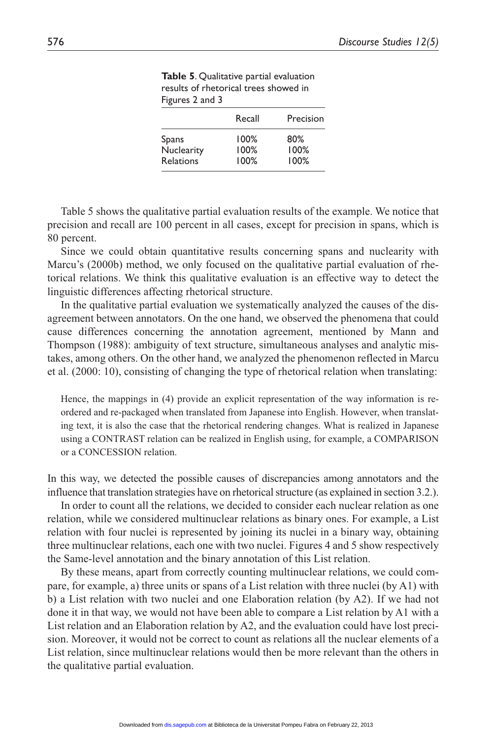**Table 5**. Qualitative partial evaluation results of rhetorical trees showed in Figures 2 and 3

| | Recall | Precision |
|---|---|---|
| Spans | 100% | 80% |
| Nuclearity | 100% | 100% |
| Relations | 100% | 100% |

Table 5 shows the qualitative partial evaluation results of the example. We notice that precision and recall are 100 percent in all cases, except for precision in spans, which is 80 percent.

Since we could obtain quantitative results concerning spans and nuclearity with Marcu's (2000b) method, we only focused on the qualitative partial evaluation of rhetorical relations. We think this qualitative evaluation is an effective way to detect the linguistic differences affecting rhetorical structure.

In the qualitative partial evaluation we systematically analyzed the causes of the disagreement between annotators. On the one hand, we observed the phenomena that could cause differences concerning the annotation agreement, mentioned by Mann and Thompson (1988): ambiguity of text structure, simultaneous analyses and analytic mistakes, among others. On the other hand, we analyzed the phenomenon reflected in Marcu et al. (2000: 10), consisting of changing the type of rhetorical relation when translating:

> Hence, the mappings in (4) provide an explicit representation of the way information is re-ordered and re-packaged when translated from Japanese into English. However, when translating text, it is also the case that the rhetorical rendering changes. What is realized in Japanese using a CONTRAST relation can be realized in English using, for example, a COMPARISON or a CONCESSION relation.

In this way, we detected the possible causes of discrepancies among annotators and the influence that translation strategies have on rhetorical structure (as explained in section 3.2.).

In order to count all the relations, we decided to consider each nuclear relation as one relation, while we considered multinuclear relations as binary ones. For example, a List relation with four nuclei is represented by joining its nuclei in a binary way, obtaining three multinuclear relations, each one with two nuclei. Figures 4 and 5 show respectively the Same-level annotation and the binary annotation of this List relation.

By these means, apart from correctly counting multinuclear relations, we could compare, for example, a) three units or spans of a List relation with three nuclei (by A1) with b) a List relation with two nuclei and one Elaboration relation (by A2). If we had not done it in that way, we would not have been able to compare a List relation by A1 with a List relation and an Elaboration relation by A2, and the evaluation could have lost precision. Moreover, it would not be correct to count as relations all the nuclear elements of a List relation, since multinuclear relations would then be more relevant than the others in the qualitative partial evaluation.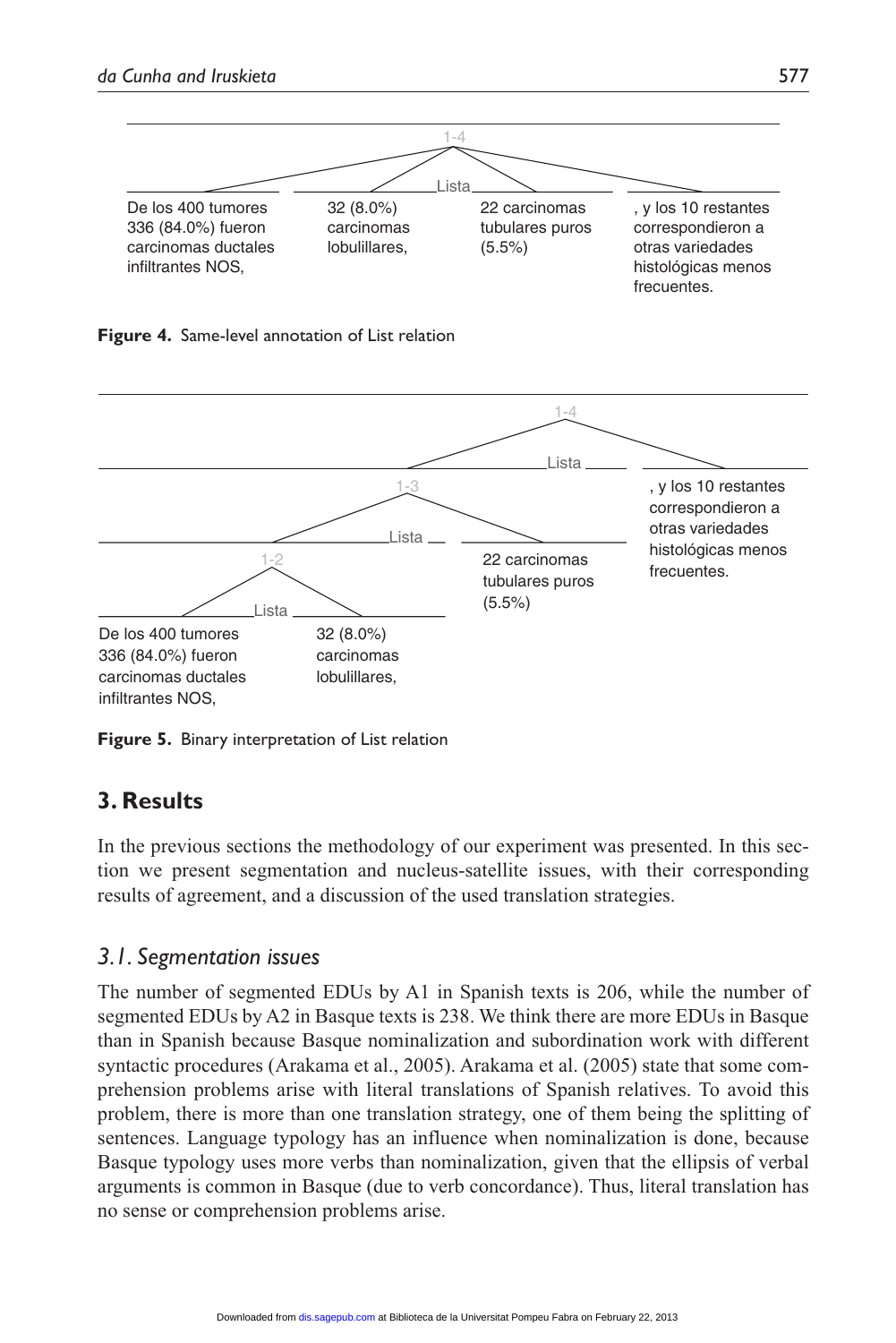1-4

Lista

De los 400 tumores 336 (84.0%) fueron carcinomas ductales infiltrantes NOS,

32 (8.0%) carcinomas lobulillares,

22 carcinomas tubulares puros (5.5%)

, y los 10 restantes correspondieron a otras variedades histológicas menos frecuentes.

**Figure 4.** Same-level annotation of List relation

1-4

Lista

1-3

Lista

1-2

Lista

De los 400 tumores 336 (84.0%) fueron carcinomas ductales infiltrantes NOS,

32 (8.0%) carcinomas lobulillares,

22 carcinomas tubulares puros (5.5%)

, y los 10 restantes correspondieron a otras variedades histológicas menos frecuentes.

**Figure 5.** Binary interpretation of List relation

## 3. Results

In the previous sections the methodology of our experiment was presented. In this section we present segmentation and nucleus-satellite issues, with their corresponding results of agreement, and a discussion of the used translation strategies.

### *3.1. Segmentation issues*

The number of segmented EDUs by A1 in Spanish texts is 206, while the number of segmented EDUs by A2 in Basque texts is 238. We think there are more EDUs in Basque than in Spanish because Basque nominalization and subordination work with different syntactic procedures (Arakama et al., 2005). Arakama et al. (2005) state that some comprehension problems arise with literal translations of Spanish relatives. To avoid this problem, there is more than one translation strategy, one of them being the splitting of sentences. Language typology has an influence when nominalization is done, because Basque typology uses more verbs than nominalization, given that the ellipsis of verbal arguments is common in Basque (due to verb concordance). Thus, literal translation has no sense or comprehension problems arise.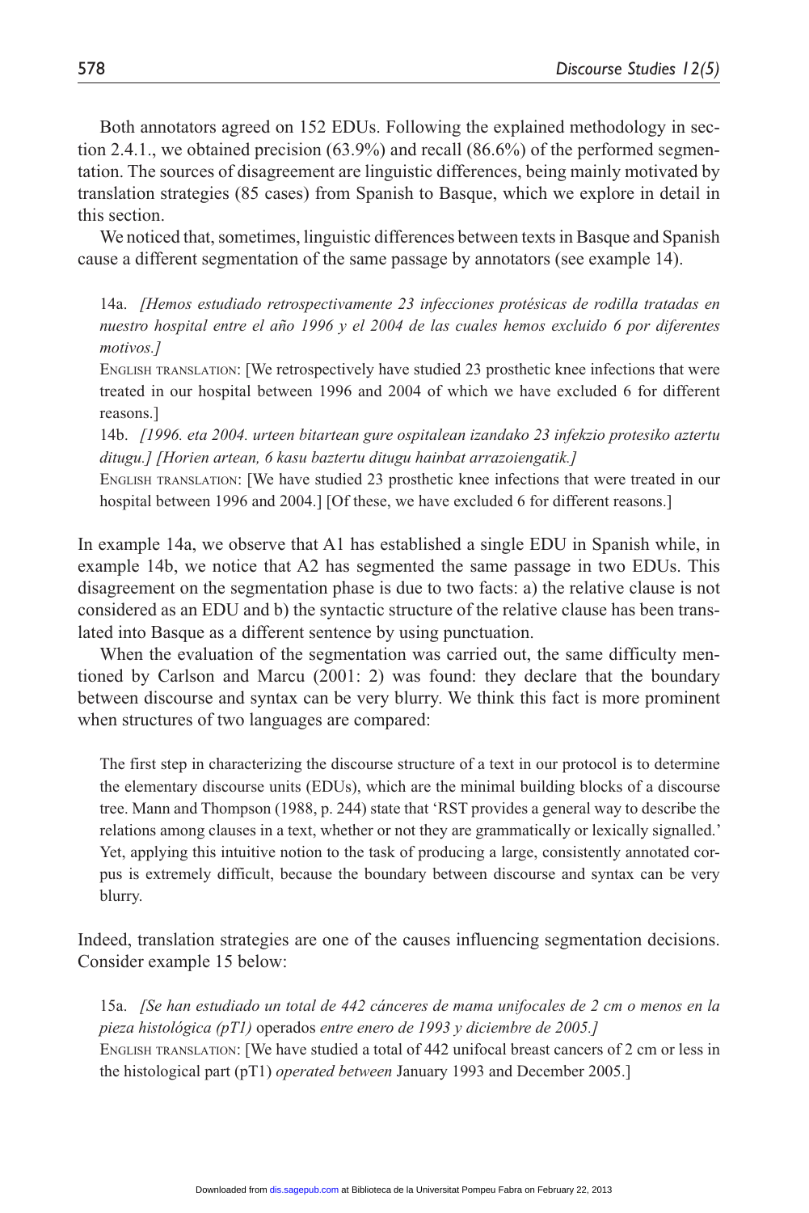Both annotators agreed on 152 EDUs. Following the explained methodology in section 2.4.1., we obtained precision (63.9%) and recall (86.6%) of the performed segmentation. The sources of disagreement are linguistic differences, being mainly motivated by translation strategies (85 cases) from Spanish to Basque, which we explore in detail in this section.

We noticed that, sometimes, linguistic differences between texts in Basque and Spanish cause a different segmentation of the same passage by annotators (see example 14).

> 14a. *[Hemos estudiado retrospectivamente 23 infecciones protésicas de rodilla tratadas en nuestro hospital entre el año 1996 y el 2004 de las cuales hemos excluido 6 por diferentes motivos.]*
>
> English translation: [We retrospectively have studied 23 prosthetic knee infections that were treated in our hospital between 1996 and 2004 of which we have excluded 6 for different reasons.]
>
> 14b. *[1996. eta 2004. urteen bitartean gure ospitalean izandako 23 infekzio protesiko aztertu ditugu.] [Horien artean, 6 kasu baztertu ditugu hainbat arrazoiengatik.]*
>
> English translation: [We have studied 23 prosthetic knee infections that were treated in our hospital between 1996 and 2004.] [Of these, we have excluded 6 for different reasons.]

In example 14a, we observe that A1 has established a single EDU in Spanish while, in example 14b, we notice that A2 has segmented the same passage in two EDUs. This disagreement on the segmentation phase is due to two facts: a) the relative clause is not considered as an EDU and b) the syntactic structure of the relative clause has been translated into Basque as a different sentence by using punctuation.

When the evaluation of the segmentation was carried out, the same difficulty mentioned by Carlson and Marcu (2001: 2) was found: they declare that the boundary between discourse and syntax can be very blurry. We think this fact is more prominent when structures of two languages are compared:

> The first step in characterizing the discourse structure of a text in our protocol is to determine the elementary discourse units (EDUs), which are the minimal building blocks of a discourse tree. Mann and Thompson (1988, p. 244) state that 'RST provides a general way to describe the relations among clauses in a text, whether or not they are grammatically or lexically signalled.' Yet, applying this intuitive notion to the task of producing a large, consistently annotated corpus is extremely difficult, because the boundary between discourse and syntax can be very blurry.

Indeed, translation strategies are one of the causes influencing segmentation decisions. Consider example 15 below:

> 15a. *[Se han estudiado un total de 442 cánceres de mama unifocales de 2 cm o menos en la pieza histológica (pT1)* operados *entre enero de 1993 y diciembre de 2005.]*
>
> English translation: [We have studied a total of 442 unifocal breast cancers of 2 cm or less in the histological part (pT1) *operated between* January 1993 and December 2005.]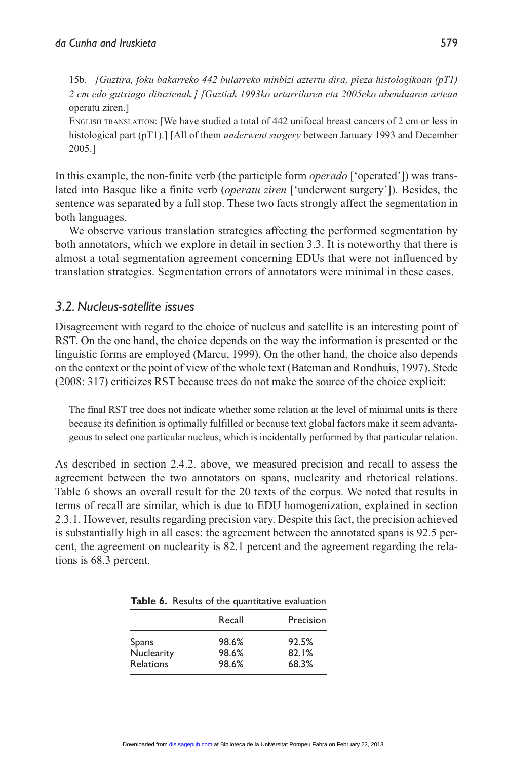15b. *[Guztira, foku bakarreko 442 bularreko minbizi aztertu dira, pieza histologikoan (pT1) 2 cm edo gutxiago dituztenak.] [Guztiak 1993ko urtarrilaren eta 2005eko abenduaren artean* operatu ziren.]

English translation: [We have studied a total of 442 unifocal breast cancers of 2 cm or less in histological part (pT1).] [All of them *underwent surgery* between January 1993 and December 2005.]

In this example, the non-finite verb (the participle form *operado* ['operated']) was translated into Basque like a finite verb (*operatu ziren* ['underwent surgery']). Besides, the sentence was separated by a full stop. These two facts strongly affect the segmentation in both languages.

We observe various translation strategies affecting the performed segmentation by both annotators, which we explore in detail in section 3.3. It is noteworthy that there is almost a total segmentation agreement concerning EDUs that were not influenced by translation strategies. Segmentation errors of annotators were minimal in these cases.

### 3.2. Nucleus-satellite issues

Disagreement with regard to the choice of nucleus and satellite is an interesting point of RST. On the one hand, the choice depends on the way the information is presented or the linguistic forms are employed (Marcu, 1999). On the other hand, the choice also depends on the context or the point of view of the whole text (Bateman and Rondhuis, 1997). Stede (2008: 317) criticizes RST because trees do not make the source of the choice explicit:

> The final RST tree does not indicate whether some relation at the level of minimal units is there because its definition is optimally fulfilled or because text global factors make it seem advantageous to select one particular nucleus, which is incidentally performed by that particular relation.

As described in section 2.4.2. above, we measured precision and recall to assess the agreement between the two annotators on spans, nuclearity and rhetorical relations. Table 6 shows an overall result for the 20 texts of the corpus. We noted that results in terms of recall are similar, which is due to EDU homogenization, explained in section 2.3.1. However, results regarding precision vary. Despite this fact, the precision achieved is substantially high in all cases: the agreement between the annotated spans is 92.5 percent, the agreement on nuclearity is 82.1 percent and the agreement regarding the relations is 68.3 percent.

**Table 6.** Results of the quantitative evaluation

| | Recall | Precision |
|---|---|---|
| Spans | 98.6% | 92.5% |
| Nuclearity | 98.6% | 82.1% |
| Relations | 98.6% | 68.3% |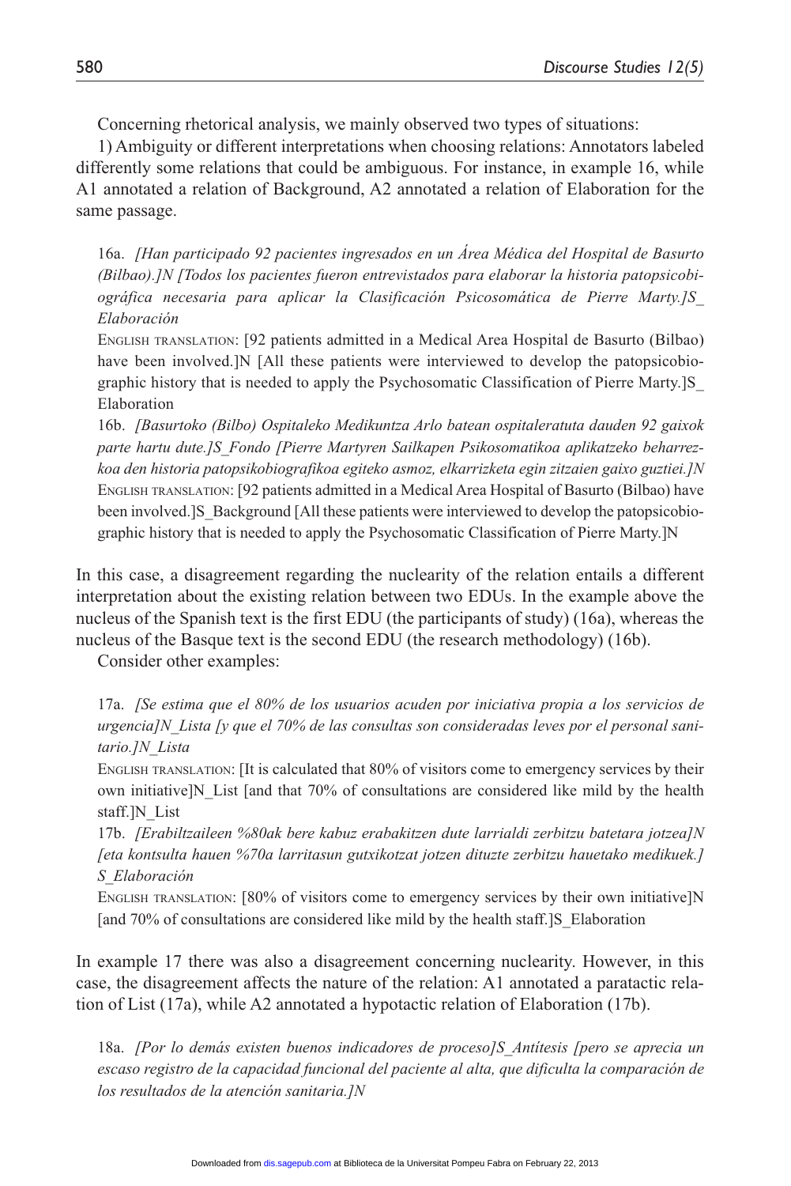Concerning rhetorical analysis, we mainly observed two types of situations:

1) Ambiguity or different interpretations when choosing relations: Annotators labeled differently some relations that could be ambiguous. For instance, in example 16, while A1 annotated a relation of Background, A2 annotated a relation of Elaboration for the same passage.

> 16a. *[Han participado 92 pacientes ingresados en un Área Médica del Hospital de Basurto (Bilbao).]N [Todos los pacientes fueron entrevistados para elaborar la historia patopsicobiográfica necesaria para aplicar la Clasificación Psicosomática de Pierre Marty.]S_Elaboración*
>
> English translation: [92 patients admitted in a Medical Area Hospital de Basurto (Bilbao) have been involved.]N [All these patients were interviewed to develop the patopsicobiographic history that is needed to apply the Psychosomatic Classification of Pierre Marty.]S_Elaboration
>
> 16b. *[Basurtoko (Bilbo) Ospitaleko Medikuntza Arlo batean ospitaleratuta dauden 92 gaixok parte hartu dute.]S_Fondo [Pierre Martyren Sailkapen Psikosomatikoa aplikatzeko beharrezkoa den historia patopsikobiografikoa egiteko asmoz, elkarrizketa egin zitzaien gaixo guztiei.]N*
>
> English translation: [92 patients admitted in a Medical Area Hospital of Basurto (Bilbao) have been involved.]S_Background [All these patients were interviewed to develop the patopsicobiographic history that is needed to apply the Psychosomatic Classification of Pierre Marty.]N

In this case, a disagreement regarding the nuclearity of the relation entails a different interpretation about the existing relation between two EDUs. In the example above the nucleus of the Spanish text is the first EDU (the participants of study) (16a), whereas the nucleus of the Basque text is the second EDU (the research methodology) (16b).

Consider other examples:

> 17a. *[Se estima que el 80% de los usuarios acuden por iniciativa propia a los servicios de urgencia]N_Lista [y que el 70% de las consultas son consideradas leves por el personal sanitario.]N_Lista*
>
> English translation: [It is calculated that 80% of visitors come to emergency services by their own initiative]N_List [and that 70% of consultations are considered like mild by the health staff.]N_List
>
> 17b. *[Erabiltzaileen %80ak bere kabuz erabakitzen dute larrialdi zerbitzu batetara jotzea]N [eta kontsulta hauen %70a larritasun gutxikotzat jotzen dituzte zerbitzu hauetako medikuek.] S_Elaboración*
>
> English translation: [80% of visitors come to emergency services by their own initiative]N [and 70% of consultations are considered like mild by the health staff.]S_Elaboration

In example 17 there was also a disagreement concerning nuclearity. However, in this case, the disagreement affects the nature of the relation: A1 annotated a paratactic relation of List (17a), while A2 annotated a hypotactic relation of Elaboration (17b).

> 18a. *[Por lo demás existen buenos indicadores de proceso]S_Antítesis [pero se aprecia un escaso registro de la capacidad funcional del paciente al alta, que dificulta la comparación de los resultados de la atención sanitaria.]N*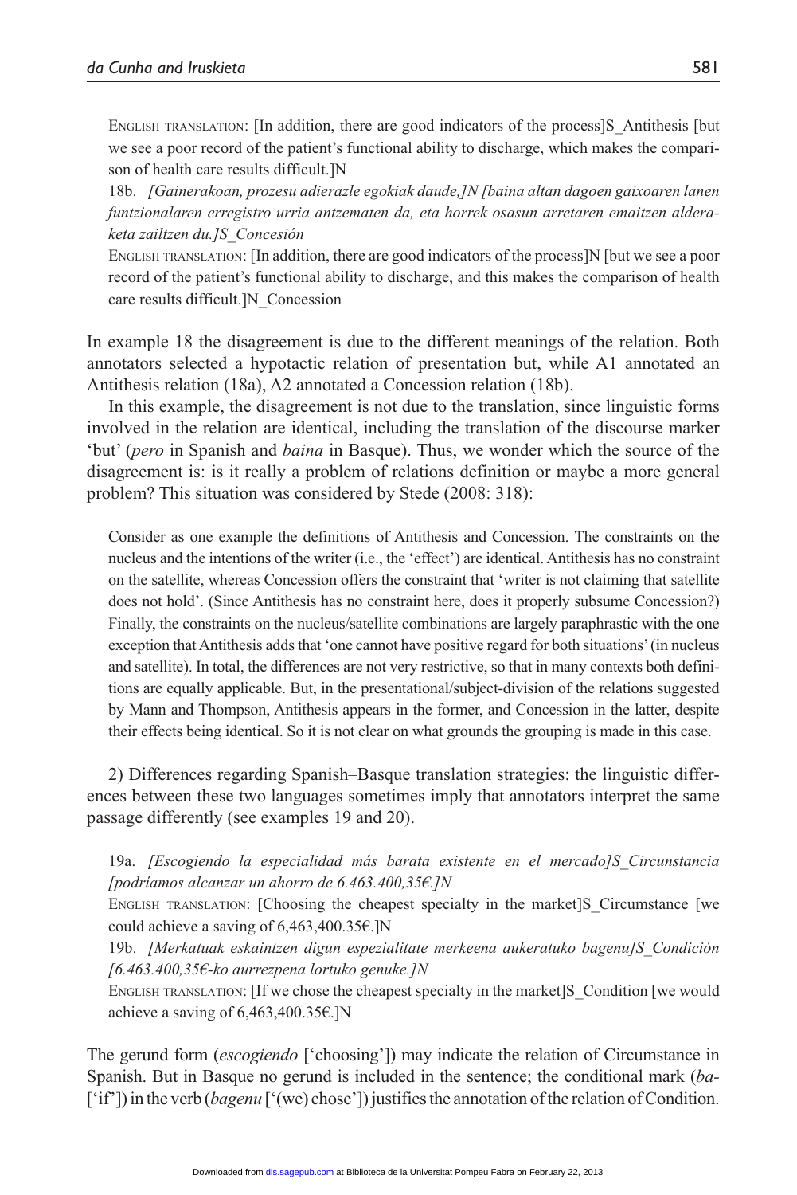ENGLISH TRANSLATION: [In addition, there are good indicators of the process]S_Antithesis [but we see a poor record of the patient's functional ability to discharge, which makes the comparison of health care results difficult.]N

18b. *[Gainerakoan, prozesu adierazle egokiak daude,]N [baina altan dagoen gaixoaren lanen funtzionalaren erregistro urria antzematen da, eta horrek osasun arretaren emaitzen alderaketa zailtzen du.]S_Concesión*

ENGLISH TRANSLATION: [In addition, there are good indicators of the process]N [but we see a poor record of the patient's functional ability to discharge, and this makes the comparison of health care results difficult.]N_Concession

In example 18 the disagreement is due to the different meanings of the relation. Both annotators selected a hypotactic relation of presentation but, while A1 annotated an Antithesis relation (18a), A2 annotated a Concession relation (18b).

In this example, the disagreement is not due to the translation, since linguistic forms involved in the relation are identical, including the translation of the discourse marker 'but' (*pero* in Spanish and *baina* in Basque). Thus, we wonder which the source of the disagreement is: is it really a problem of relations definition or maybe a more general problem? This situation was considered by Stede (2008: 318):

> Consider as one example the definitions of Antithesis and Concession. The constraints on the nucleus and the intentions of the writer (i.e., the 'effect') are identical. Antithesis has no constraint on the satellite, whereas Concession offers the constraint that 'writer is not claiming that satellite does not hold'. (Since Antithesis has no constraint here, does it properly subsume Concession?) Finally, the constraints on the nucleus/satellite combinations are largely paraphrastic with the one exception that Antithesis adds that 'one cannot have positive regard for both situations' (in nucleus and satellite). In total, the differences are not very restrictive, so that in many contexts both definitions are equally applicable. But, in the presentational/subject-division of the relations suggested by Mann and Thompson, Antithesis appears in the former, and Concession in the latter, despite their effects being identical. So it is not clear on what grounds the grouping is made in this case.

2) Differences regarding Spanish–Basque translation strategies: the linguistic differences between these two languages sometimes imply that annotators interpret the same passage differently (see examples 19 and 20).

19a. *[Escogiendo la especialidad más barata existente en el mercado]S_Circunstancia [podríamos alcanzar un ahorro de 6.463.400,35€.]N*

ENGLISH TRANSLATION: [Choosing the cheapest specialty in the market]S_Circumstance [we could achieve a saving of 6,463,400.35€.]N

19b. *[Merkatuak eskaintzen digun espezialitate merkeena aukeratuko bagenu]S_Condición [6.463.400,35€-ko aurrezpena lortuko genuke.]N*

ENGLISH TRANSLATION: [If we chose the cheapest specialty in the market]S_Condition [we would achieve a saving of 6,463,400.35€.]N

The gerund form (*escogiendo* ['choosing']) may indicate the relation of Circumstance in Spanish. But in Basque no gerund is included in the sentence; the conditional mark (*ba-* ['if']) in the verb (*bagenu* ['(we) chose']) justifies the annotation of the relation of Condition.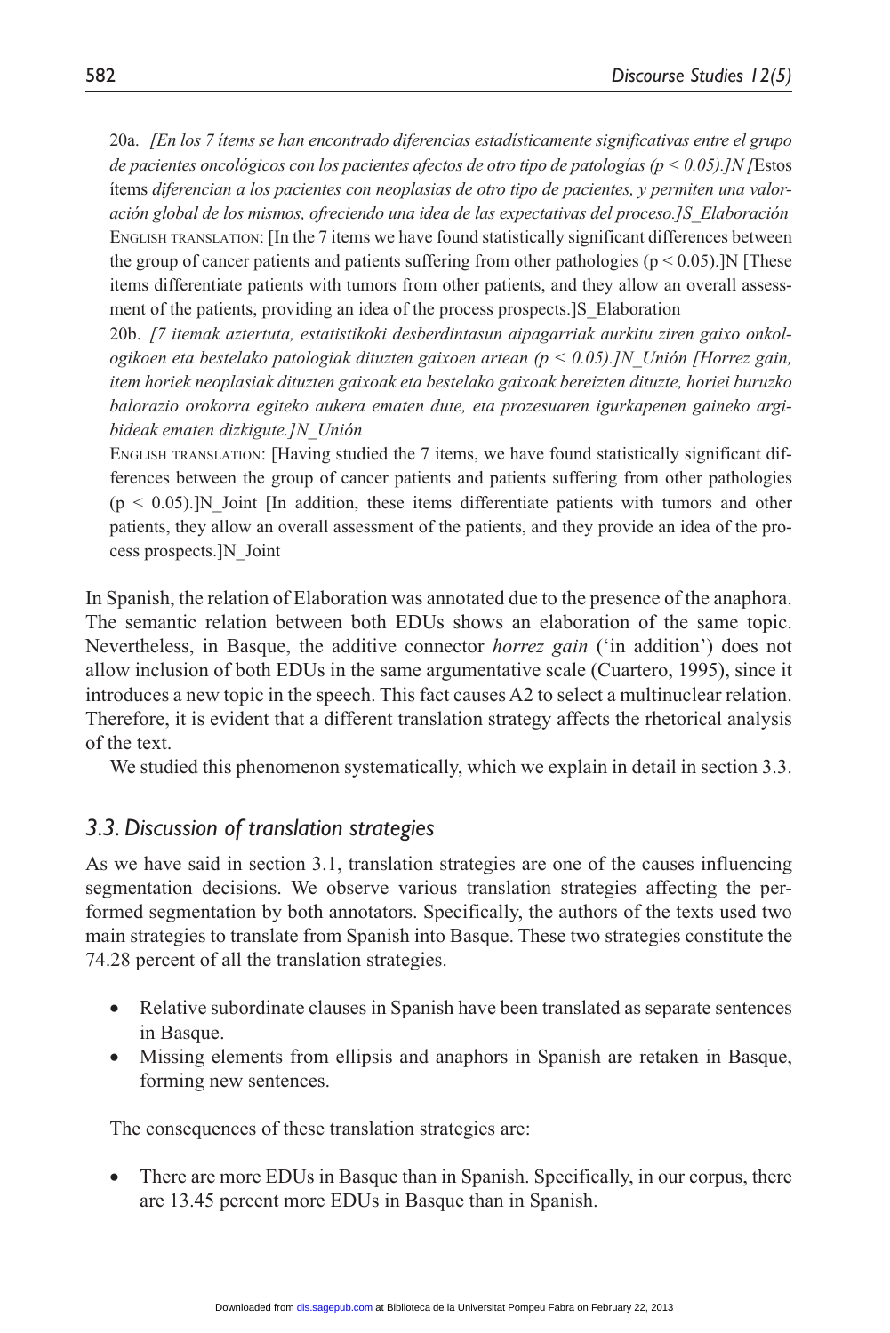20a. *[En los 7 ítems se han encontrado diferencias estadísticamente significativas entre el grupo de pacientes oncológicos con los pacientes afectos de otro tipo de patologías ($p < 0.05$).]N [*Estos ítems *diferencian a los pacientes con neoplasias de otro tipo de pacientes, y permiten una valoración global de los mismos, ofreciendo una idea de las expectativas del proceso.]S_Elaboración*

ENGLISH TRANSLATION: [In the 7 items we have found statistically significant differences between the group of cancer patients and patients suffering from other pathologies ($p < 0.05$).]N [These items differentiate patients with tumors from other patients, and they allow an overall assessment of the patients, providing an idea of the process prospects.]S_Elaboration

20b. *[7 itemak aztertuta, estatistikoki desberdintasun aipagarriak aurkitu ziren gaixo onkologikoen eta bestelako patologiak dituzten gaixoen artean ($p < 0.05$).]N_Unión [Horrez gain, item horiek neoplasiak dituzten gaixoak eta bestelako gaixoak bereizten dituzte, horiei buruzko balorazio orokorra egiteko aukera ematen dute, eta prozesuaren igurkapenen gaineko argibideak ematen dizkigute.]N_Unión*

ENGLISH TRANSLATION: [Having studied the 7 items, we have found statistically significant differences between the group of cancer patients and patients suffering from other pathologies ($p < 0.05$).]N_Joint [In addition, these items differentiate patients with tumors and other patients, they allow an overall assessment of the patients, and they provide an idea of the process prospects.]N_Joint

In Spanish, the relation of Elaboration was annotated due to the presence of the anaphora. The semantic relation between both EDUs shows an elaboration of the same topic. Nevertheless, in Basque, the additive connector *horrez gain* ('in addition') does not allow inclusion of both EDUs in the same argumentative scale (Cuartero, 1995), since it introduces a new topic in the speech. This fact causes A2 to select a multinuclear relation. Therefore, it is evident that a different translation strategy affects the rhetorical analysis of the text.

We studied this phenomenon systematically, which we explain in detail in section 3.3.

### *3.3. Discussion of translation strategies*

As we have said in section 3.1, translation strategies are one of the causes influencing segmentation decisions. We observe various translation strategies affecting the performed segmentation by both annotators. Specifically, the authors of the texts used two main strategies to translate from Spanish into Basque. These two strategies constitute the 74.28 percent of all the translation strategies.

- Relative subordinate clauses in Spanish have been translated as separate sentences in Basque.
- Missing elements from ellipsis and anaphors in Spanish are retaken in Basque, forming new sentences.

The consequences of these translation strategies are:

- There are more EDUs in Basque than in Spanish. Specifically, in our corpus, there are 13.45 percent more EDUs in Basque than in Spanish.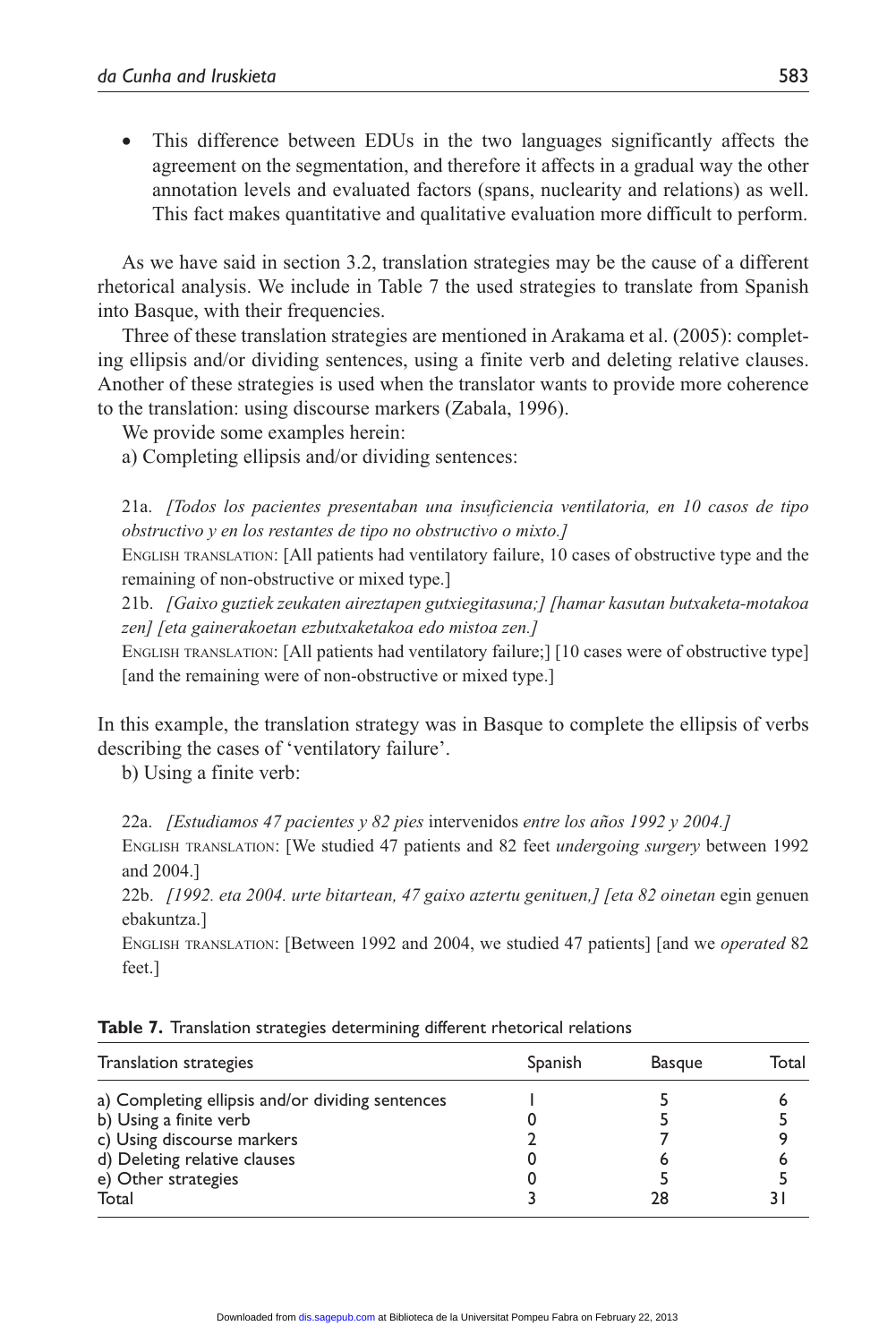- This difference between EDUs in the two languages significantly affects the agreement on the segmentation, and therefore it affects in a gradual way the other annotation levels and evaluated factors (spans, nuclearity and relations) as well. This fact makes quantitative and qualitative evaluation more difficult to perform.

As we have said in section 3.2, translation strategies may be the cause of a different rhetorical analysis. We include in Table 7 the used strategies to translate from Spanish into Basque, with their frequencies.

Three of these translation strategies are mentioned in Arakama et al. (2005): completing ellipsis and/or dividing sentences, using a finite verb and deleting relative clauses. Another of these strategies is used when the translator wants to provide more coherence to the translation: using discourse markers (Zabala, 1996).

We provide some examples herein:

a) Completing ellipsis and/or dividing sentences:

21a. *[Todos los pacientes presentaban una insuficiencia ventilatoria, en 10 casos de tipo obstructivo y en los restantes de tipo no obstructivo o mixto.]*

English translation: [All patients had ventilatory failure, 10 cases of obstructive type and the remaining of non-obstructive or mixed type.]

21b. *[Gaixo guztiek zeukaten aireztapen gutxiegitasuna;] [hamar kasutan butxaketa-motakoa zen] [eta gainerakoetan ezbutxaketakoa edo mistoa zen.]*

English translation: [All patients had ventilatory failure;] [10 cases were of obstructive type] [and the remaining were of non-obstructive or mixed type.]

In this example, the translation strategy was in Basque to complete the ellipsis of verbs describing the cases of 'ventilatory failure'.

b) Using a finite verb:

22a. *[Estudiamos 47 pacientes y 82 pies* intervenidos *entre los años 1992 y 2004.]*

English translation: [We studied 47 patients and 82 feet *undergoing surgery* between 1992 and 2004.]

22b. *[1992. eta 2004. urte bitartean, 47 gaixo aztertu genituen,] [eta 82 oinetan* egin genuen ebakuntza.]

English translation: [Between 1992 and 2004, we studied 47 patients] [and we *operated* 82 feet.]

**Table 7.** Translation strategies determining different rhetorical relations

| Translation strategies | Spanish | Basque | Total |
|---|---|---|---|
| a) Completing ellipsis and/or dividing sentences | 1 | 5 | 6 |
| b) Using a finite verb | 0 | 5 | 5 |
| c) Using discourse markers | 2 | 7 | 9 |
| d) Deleting relative clauses | 0 | 6 | 6 |
| e) Other strategies | 0 | 5 | 5 |
| Total | 3 | 28 | 31 |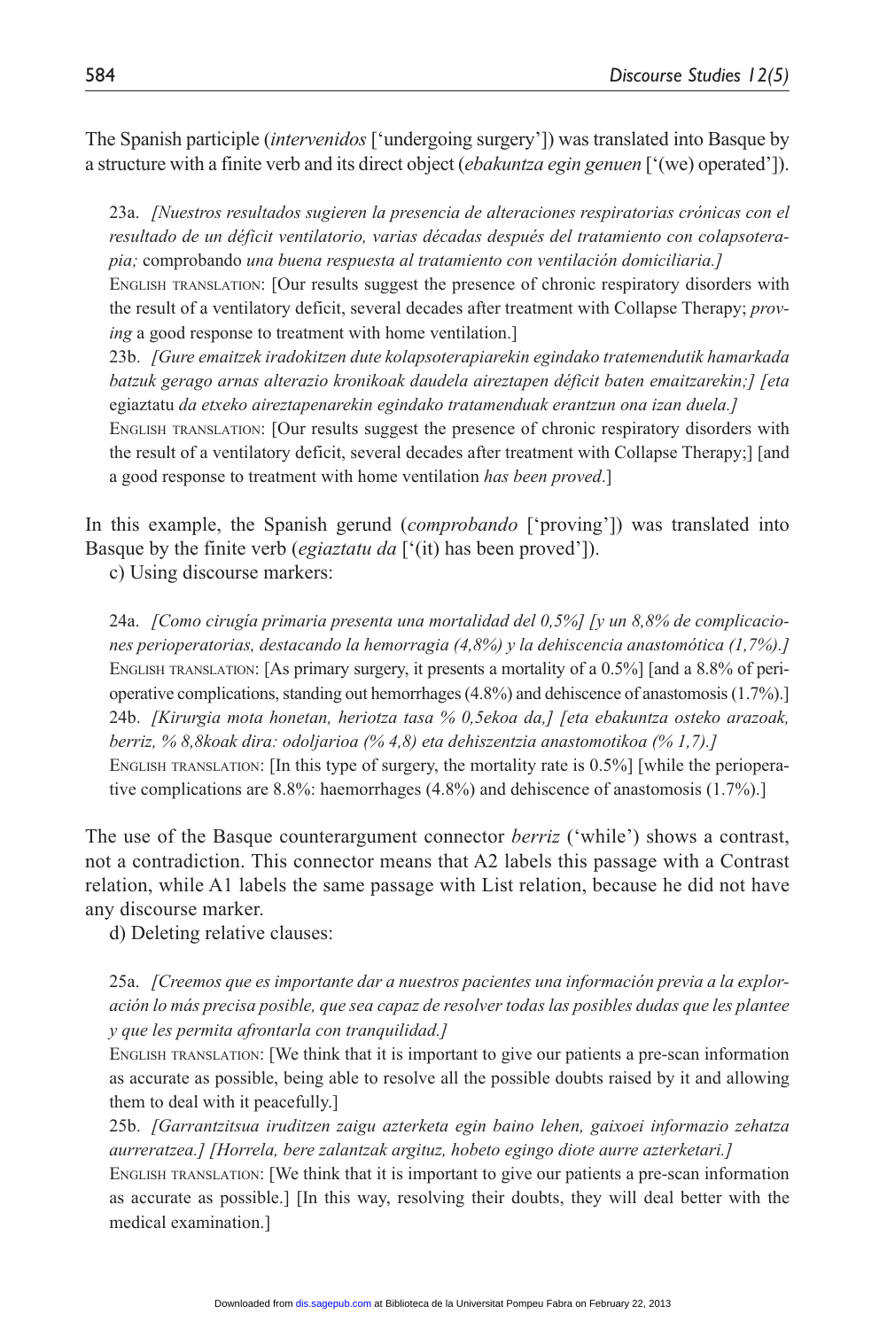The Spanish participle (*intervenidos* ['undergoing surgery']) was translated into Basque by a structure with a finite verb and its direct object (*ebakuntza egin genuen* ['(we) operated']).

23a. *[Nuestros resultados sugieren la presencia de alteraciones respiratorias crónicas con el resultado de un déficit ventilatorio, varias décadas después del tratamiento con colapsoterapia;* comprobando *una buena respuesta al tratamiento con ventilación domiciliaria.]*

English translation: [Our results suggest the presence of chronic respiratory disorders with the result of a ventilatory deficit, several decades after treatment with Collapse Therapy; *proving* a good response to treatment with home ventilation.]

23b. *[Gure emaitzek iradokitzen dute kolapsoterapiarekin egindako tratamendutik hamarkada batzuk gerago arnas alterazio kronikoak daudela aireztapen déficit baten emaitzarekin;] [eta* egiaztatu *da etxeko aireztapenarekin egindako tratamenduak erantzun ona izan duela.]*

English translation: [Our results suggest the presence of chronic respiratory disorders with the result of a ventilatory deficit, several decades after treatment with Collapse Therapy;] [and a good response to treatment with home ventilation *has been proved*.]

In this example, the Spanish gerund (*comprobando* ['proving']) was translated into Basque by the finite verb (*egiaztatu da* ['(it) has been proved']).

c) Using discourse markers:

24a. *[Como cirugía primaria presenta una mortalidad del 0,5%] [y un 8,8% de complicaciones perioperatorias, destacando la hemorragia (4,8%) y la dehiscencia anastomótica (1,7%).]*

English translation: [As primary surgery, it presents a mortality of a 0.5%] [and a 8.8% of perioperative complications, standing out hemorrhages (4.8%) and dehiscence of anastomosis (1.7%).]

24b. *[Kirurgia mota honetan, heriotza tasa % 0,5ekoa da,] [eta ebakuntza osteko arazoak, berriz, % 8,8koak dira: odoljarioa (% 4,8) eta dehiszentzia anastomotikoa (% 1,7).]*

English translation: [In this type of surgery, the mortality rate is 0.5%] [while the perioperative complications are 8.8%: haemorrhages (4.8%) and dehiscence of anastomosis (1.7%).]

The use of the Basque counterargument connector *berriz* ('while') shows a contrast, not a contradiction. This connector means that A2 labels this passage with a Contrast relation, while A1 labels the same passage with List relation, because he did not have any discourse marker.

d) Deleting relative clauses:

25a. *[Creemos que es importante dar a nuestros pacientes una información previa a la exploración lo más precisa posible, que sea capaz de resolver todas las posibles dudas que les plantee y que les permita afrontarla con tranquilidad.]*

English translation: [We think that it is important to give our patients a pre-scan information as accurate as possible, being able to resolve all the possible doubts raised by it and allowing them to deal with it peacefully.]

25b. *[Garrantzitsua iruditzen zaigu azterketa egin baino lehen, gaixoei informazio zehatza aurreratzea.] [Horrela, bere zalantzak argituz, hobeto egingo diote aurre azterketari.]*

English translation: [We think that it is important to give our patients a pre-scan information as accurate as possible.] [In this way, resolving their doubts, they will deal better with the medical examination.]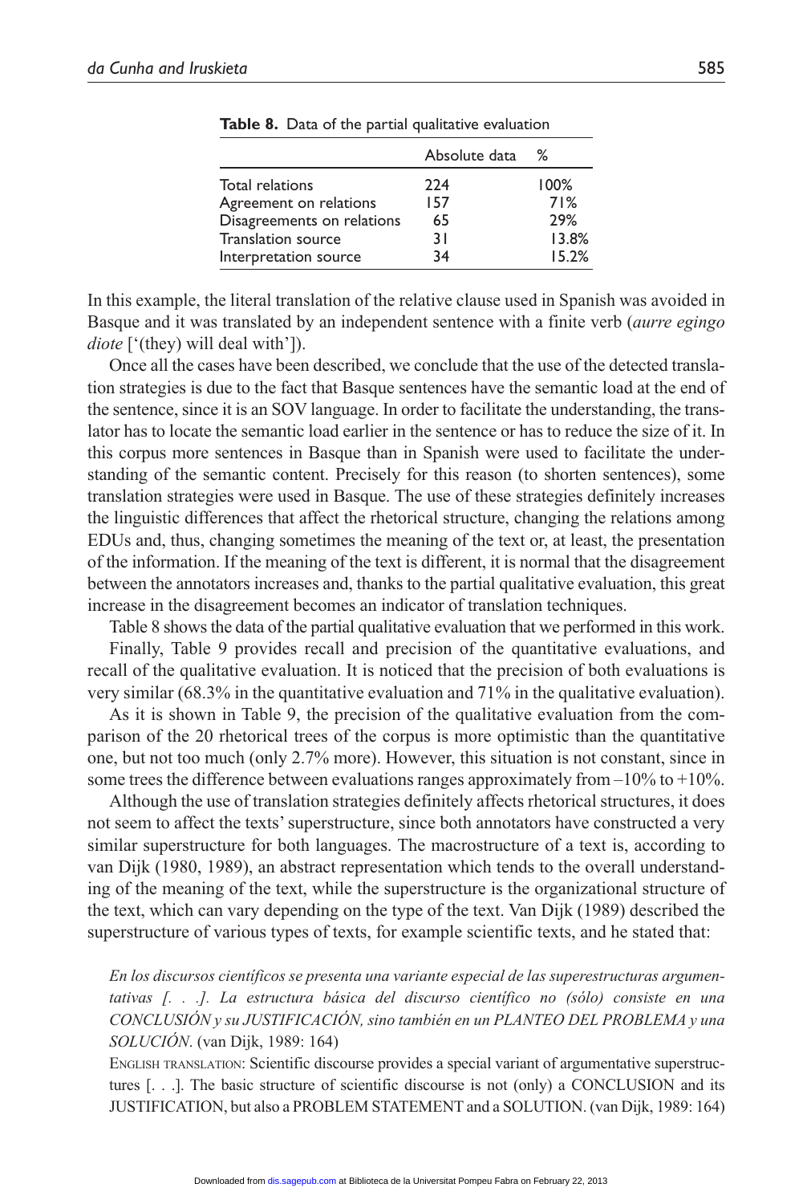**Table 8.** Data of the partial qualitative evaluation

| | Absolute data | % |
|---|---|---|
| Total relations | 224 | 100% |
| Agreement on relations | 157 | 71% |
| Disagreements on relations | 65 | 29% |
| Translation source | 31 | 13.8% |
| Interpretation source | 34 | 15.2% |

In this example, the literal translation of the relative clause used in Spanish was avoided in Basque and it was translated by an independent sentence with a finite verb (*aurre egingo diote* ['(they) will deal with']).

Once all the cases have been described, we conclude that the use of the detected translation strategies is due to the fact that Basque sentences have the semantic load at the end of the sentence, since it is an SOV language. In order to facilitate the understanding, the translator has to locate the semantic load earlier in the sentence or has to reduce the size of it. In this corpus more sentences in Basque than in Spanish were used to facilitate the understanding of the semantic content. Precisely for this reason (to shorten sentences), some translation strategies were used in Basque. The use of these strategies definitely increases the linguistic differences that affect the rhetorical structure, changing the relations among EDUs and, thus, changing sometimes the meaning of the text or, at least, the presentation of the information. If the meaning of the text is different, it is normal that the disagreement between the annotators increases and, thanks to the partial qualitative evaluation, this great increase in the disagreement becomes an indicator of translation techniques.

Table 8 shows the data of the partial qualitative evaluation that we performed in this work.

Finally, Table 9 provides recall and precision of the quantitative evaluations, and recall of the qualitative evaluation. It is noticed that the precision of both evaluations is very similar (68.3% in the quantitative evaluation and 71% in the qualitative evaluation).

As it is shown in Table 9, the precision of the qualitative evaluation from the comparison of the 20 rhetorical trees of the corpus is more optimistic than the quantitative one, but not too much (only 2.7% more). However, this situation is not constant, since in some trees the difference between evaluations ranges approximately from –10% to +10%.

Although the use of translation strategies definitely affects rhetorical structures, it does not seem to affect the texts' superstructure, since both annotators have constructed a very similar superstructure for both languages. The macrostructure of a text is, according to van Dijk (1980, 1989), an abstract representation which tends to the overall understanding of the meaning of the text, while the superstructure is the organizational structure of the text, which can vary depending on the type of the text. Van Dijk (1989) described the superstructure of various types of texts, for example scientific texts, and he stated that:

> *En los discursos científicos se presenta una variante especial de las superestructuras argumentativas [. . .]. La estructura básica del discurso científico no (sólo) consiste en una CONCLUSIÓN y su JUSTIFICACIÓN, sino también en un PLANTEO DEL PROBLEMA y una SOLUCIÓN.* (van Dijk, 1989: 164)
>
> English translation: Scientific discourse provides a special variant of argumentative superstructures [. . .]. The basic structure of scientific discourse is not (only) a CONCLUSION and its JUSTIFICATION, but also a PROBLEM STATEMENT and a SOLUTION. (van Dijk, 1989: 164)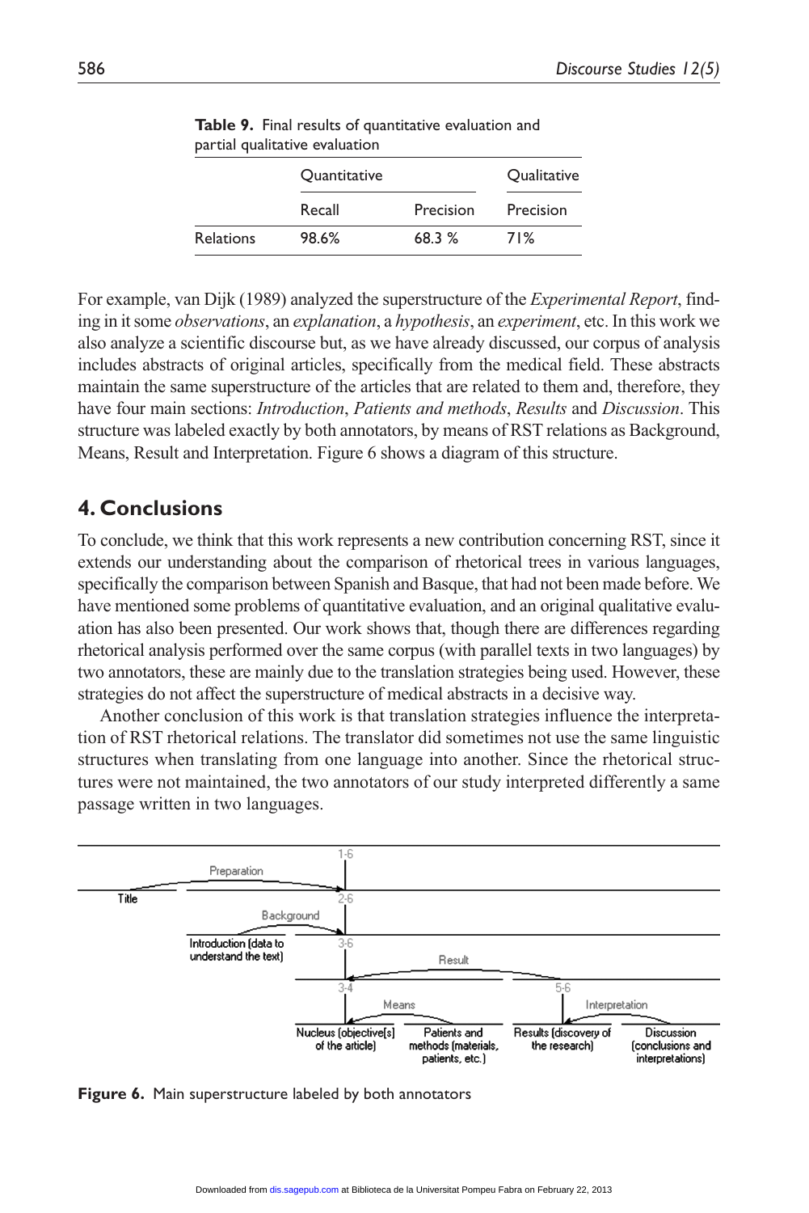**Table 9.** Final results of quantitative evaluation and partial qualitative evaluation

| | Quantitative | | Qualitative |
|---|---|---|---|
| | Recall | Precision | Precision |
| Relations | 98.6% | 68.3 % | 71% |

For example, van Dijk (1989) analyzed the superstructure of the *Experimental Report*, finding in it some *observations*, an *explanation*, a *hypothesis*, an *experiment*, etc. In this work we also analyze a scientific discourse but, as we have already discussed, our corpus of analysis includes abstracts of original articles, specifically from the medical field. These abstracts maintain the same superstructure of the articles that are related to them and, therefore, they have four main sections: *Introduction*, *Patients and methods*, *Results* and *Discussion*. This structure was labeled exactly by both annotators, by means of RST relations as Background, Means, Result and Interpretation. Figure 6 shows a diagram of this structure.

## 4. Conclusions

To conclude, we think that this work represents a new contribution concerning RST, since it extends our understanding about the comparison of rhetorical trees in various languages, specifically the comparison between Spanish and Basque, that had not been made before. We have mentioned some problems of quantitative evaluation, and an original qualitative evaluation has also been presented. Our work shows that, though there are differences regarding rhetorical analysis performed over the same corpus (with parallel texts in two languages) by two annotators, these are mainly due to the translation strategies being used. However, these strategies do not affect the superstructure of medical abstracts in a decisive way.

Another conclusion of this work is that translation strategies influence the interpretation of RST rhetorical relations. The translator did sometimes not use the same linguistic structures when translating from one language into another. Since the rhetorical structures were not maintained, the two annotators of our study interpreted differently a same passage written in two languages.

**Figure 6.** Main superstructure labeled by both annotators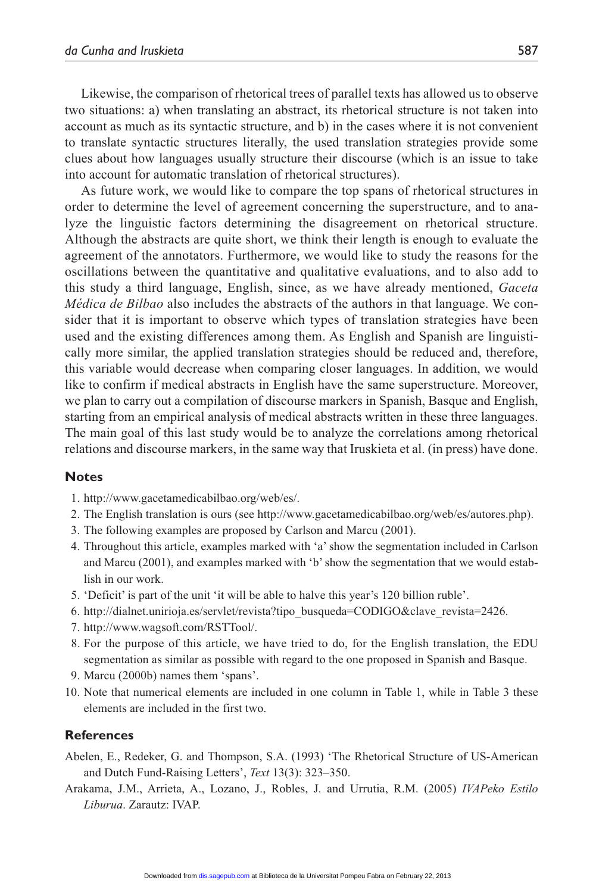Likewise, the comparison of rhetorical trees of parallel texts has allowed us to observe two situations: a) when translating an abstract, its rhetorical structure is not taken into account as much as its syntactic structure, and b) in the cases where it is not convenient to translate syntactic structures literally, the used translation strategies provide some clues about how languages usually structure their discourse (which is an issue to take into account for automatic translation of rhetorical structures).

As future work, we would like to compare the top spans of rhetorical structures in order to determine the level of agreement concerning the superstructure, and to analyze the linguistic factors determining the disagreement on rhetorical structure. Although the abstracts are quite short, we think their length is enough to evaluate the agreement of the annotators. Furthermore, we would like to study the reasons for the oscillations between the quantitative and qualitative evaluations, and to also add to this study a third language, English, since, as we have already mentioned, *Gaceta Médica de Bilbao* also includes the abstracts of the authors in that language. We consider that it is important to observe which types of translation strategies have been used and the existing differences among them. As English and Spanish are linguistically more similar, the applied translation strategies should be reduced and, therefore, this variable would decrease when comparing closer languages. In addition, we would like to confirm if medical abstracts in English have the same superstructure. Moreover, we plan to carry out a compilation of discourse markers in Spanish, Basque and English, starting from an empirical analysis of medical abstracts written in these three languages. The main goal of this last study would be to analyze the correlations among rhetorical relations and discourse markers, in the same way that Iruskieta et al. (in press) have done.

## Notes

1. http://www.gacetamedicabilbao.org/web/es/.
2. The English translation is ours (see http://www.gacetamedicabilbao.org/web/es/autores.php).
3. The following examples are proposed by Carlson and Marcu (2001).
4. Throughout this article, examples marked with 'a' show the segmentation included in Carlson and Marcu (2001), and examples marked with 'b' show the segmentation that we would establish in our work.
5. 'Deficit' is part of the unit 'it will be able to halve this year's 120 billion ruble'.
6. http://dialnet.unirioja.es/servlet/revista?tipo_busqueda=CODIGO&clave_revista=2426.
7. http://www.wagsoft.com/RSTTool/.
8. For the purpose of this article, we have tried to do, for the English translation, the EDU segmentation as similar as possible with regard to the one proposed in Spanish and Basque.
9. Marcu (2000b) names them 'spans'.
10. Note that numerical elements are included in one column in Table 1, while in Table 3 these elements are included in the first two.

## References

Abelen, E., Redeker, G. and Thompson, S.A. (1993) 'The Rhetorical Structure of US-American and Dutch Fund-Raising Letters', *Text* 13(3): 323–350.

Arakama, J.M., Arrieta, A., Lozano, J., Robles, J. and Urrutia, R.M. (2005) *IVAPeko Estilo Liburua*. Zarautz: IVAP.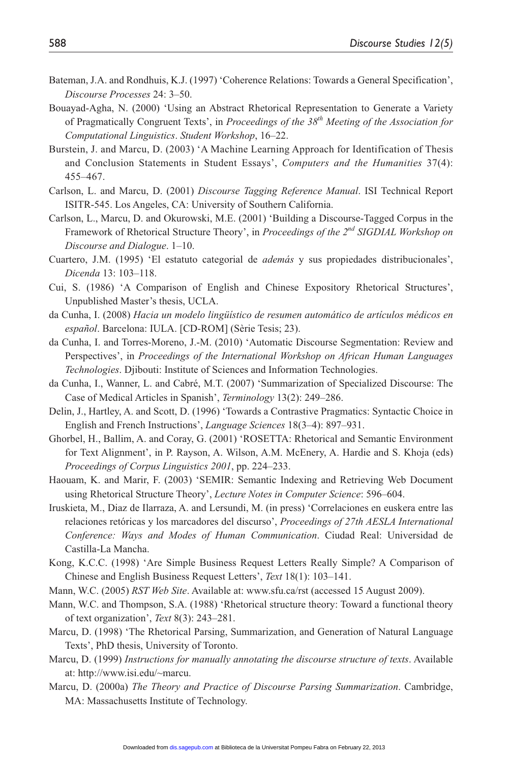Bateman, J.A. and Rondhuis, K.J. (1997) 'Coherence Relations: Towards a General Specification', *Discourse Processes* 24: 3–50.

Bouayad-Agha, N. (2000) 'Using an Abstract Rhetorical Representation to Generate a Variety of Pragmatically Congruent Texts', in *Proceedings of the 38th Meeting of the Association for Computational Linguistics*. *Student Workshop*, 16–22.

Burstein, J. and Marcu, D. (2003) 'A Machine Learning Approach for Identification of Thesis and Conclusion Statements in Student Essays', *Computers and the Humanities* 37(4): 455–467.

Carlson, L. and Marcu, D. (2001) *Discourse Tagging Reference Manual*. ISI Technical Report ISITR-545. Los Angeles, CA: University of Southern California.

Carlson, L., Marcu, D. and Okurowski, M.E. (2001) 'Building a Discourse-Tagged Corpus in the Framework of Rhetorical Structure Theory', in *Proceedings of the 2nd SIGDIAL Workshop on Discourse and Dialogue*. 1–10.

Cuartero, J.M. (1995) 'El estatuto categorial de *además* y sus propiedades distribucionales', *Dicenda* 13: 103–118.

Cui, S. (1986) 'A Comparison of English and Chinese Expository Rhetorical Structures', Unpublished Master's thesis, UCLA.

da Cunha, I. (2008) *Hacia un modelo lingüístico de resumen automático de artículos médicos en español*. Barcelona: IULA. [CD-ROM] (Sèrie Tesis; 23).

da Cunha, I. and Torres-Moreno, J.-M. (2010) 'Automatic Discourse Segmentation: Review and Perspectives', in *Proceedings of the International Workshop on African Human Languages Technologies*. Djibouti: Institute of Sciences and Information Technologies.

da Cunha, I., Wanner, L. and Cabré, M.T. (2007) 'Summarization of Specialized Discourse: The Case of Medical Articles in Spanish', *Terminology* 13(2): 249–286.

Delin, J., Hartley, A. and Scott, D. (1996) 'Towards a Contrastive Pragmatics: Syntactic Choice in English and French Instructions', *Language Sciences* 18(3–4): 897–931.

Ghorbel, H., Ballim, A. and Coray, G. (2001) 'ROSETTA: Rhetorical and Semantic Environment for Text Alignment', in P. Rayson, A. Wilson, A.M. McEnery, A. Hardie and S. Khoja (eds) *Proceedings of Corpus Linguistics 2001*, pp. 224–233.

Haouam, K. and Marir, F. (2003) 'SEMIR: Semantic Indexing and Retrieving Web Document using Rhetorical Structure Theory', *Lecture Notes in Computer Science*: 596–604.

Iruskieta, M., Diaz de Ilarraza, A. and Lersundi, M. (in press) 'Correlaciones en euskera entre las relaciones retóricas y los marcadores del discurso', *Proceedings of 27th AESLA International Conference: Ways and Modes of Human Communication*. Ciudad Real: Universidad de Castilla-La Mancha.

Kong, K.C.C. (1998) 'Are Simple Business Request Letters Really Simple? A Comparison of Chinese and English Business Request Letters', *Text* 18(1): 103–141.

Mann, W.C. (2005) *RST Web Site*. Available at: www.sfu.ca/rst (accessed 15 August 2009).

Mann, W.C. and Thompson, S.A. (1988) 'Rhetorical structure theory: Toward a functional theory of text organization', *Text* 8(3): 243–281.

Marcu, D. (1998) 'The Rhetorical Parsing, Summarization, and Generation of Natural Language Texts', PhD thesis, University of Toronto.

Marcu, D. (1999) *Instructions for manually annotating the discourse structure of texts*. Available at: http://www.isi.edu/~marcu.

Marcu, D. (2000a) *The Theory and Practice of Discourse Parsing Summarization*. Cambridge, MA: Massachusetts Institute of Technology.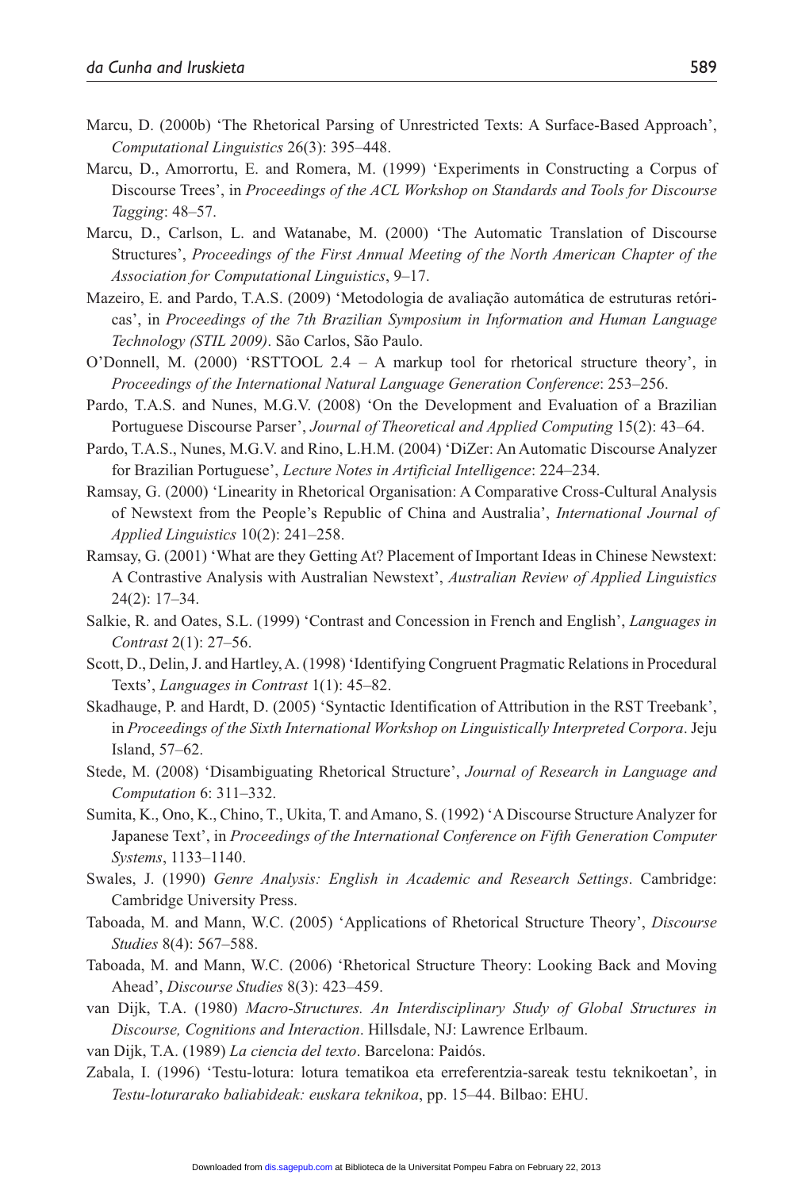Marcu, D. (2000b) 'The Rhetorical Parsing of Unrestricted Texts: A Surface-Based Approach', *Computational Linguistics* 26(3): 395–448.

Marcu, D., Amorrortu, E. and Romera, M. (1999) 'Experiments in Constructing a Corpus of Discourse Trees', in *Proceedings of the ACL Workshop on Standards and Tools for Discourse Tagging*: 48–57.

Marcu, D., Carlson, L. and Watanabe, M. (2000) 'The Automatic Translation of Discourse Structures', *Proceedings of the First Annual Meeting of the North American Chapter of the Association for Computational Linguistics*, 9–17.

Mazeiro, E. and Pardo, T.A.S. (2009) 'Metodologia de avaliação automática de estruturas retóricas', in *Proceedings of the 7th Brazilian Symposium in Information and Human Language Technology (STIL 2009)*. São Carlos, São Paulo.

O'Donnell, M. (2000) 'RSTTOOL 2.4 – A markup tool for rhetorical structure theory', in *Proceedings of the International Natural Language Generation Conference*: 253–256.

Pardo, T.A.S. and Nunes, M.G.V. (2008) 'On the Development and Evaluation of a Brazilian Portuguese Discourse Parser', *Journal of Theoretical and Applied Computing* 15(2): 43–64.

Pardo, T.A.S., Nunes, M.G.V. and Rino, L.H.M. (2004) 'DiZer: An Automatic Discourse Analyzer for Brazilian Portuguese', *Lecture Notes in Artificial Intelligence*: 224–234.

Ramsay, G. (2000) 'Linearity in Rhetorical Organisation: A Comparative Cross-Cultural Analysis of Newstext from the People's Republic of China and Australia', *International Journal of Applied Linguistics* 10(2): 241–258.

Ramsay, G. (2001) 'What are they Getting At? Placement of Important Ideas in Chinese Newstext: A Contrastive Analysis with Australian Newstext', *Australian Review of Applied Linguistics* 24(2): 17–34.

Salkie, R. and Oates, S.L. (1999) 'Contrast and Concession in French and English', *Languages in Contrast* 2(1): 27–56.

Scott, D., Delin, J. and Hartley, A. (1998) 'Identifying Congruent Pragmatic Relations in Procedural Texts', *Languages in Contrast* 1(1): 45–82.

Skadhauge, P. and Hardt, D. (2005) 'Syntactic Identification of Attribution in the RST Treebank', in *Proceedings of the Sixth International Workshop on Linguistically Interpreted Corpora*. Jeju Island, 57–62.

Stede, M. (2008) 'Disambiguating Rhetorical Structure', *Journal of Research in Language and Computation* 6: 311–332.

Sumita, K., Ono, K., Chino, T., Ukita, T. and Amano, S. (1992) 'A Discourse Structure Analyzer for Japanese Text', in *Proceedings of the International Conference on Fifth Generation Computer Systems*, 1133–1140.

Swales, J. (1990) *Genre Analysis: English in Academic and Research Settings*. Cambridge: Cambridge University Press.

Taboada, M. and Mann, W.C. (2005) 'Applications of Rhetorical Structure Theory', *Discourse Studies* 8(4): 567–588.

Taboada, M. and Mann, W.C. (2006) 'Rhetorical Structure Theory: Looking Back and Moving Ahead', *Discourse Studies* 8(3): 423–459.

van Dijk, T.A. (1980) *Macro-Structures. An Interdisciplinary Study of Global Structures in Discourse, Cognitions and Interaction*. Hillsdale, NJ: Lawrence Erlbaum.

van Dijk, T.A. (1989) *La ciencia del texto*. Barcelona: Paidós.

Zabala, I. (1996) 'Testu-lotura: lotura tematikoa eta erreferentzia-sareak testu teknikoetan', in *Testu-loturarako baliabideak: euskara teknikoa*, pp. 15–44. Bilbao: EHU.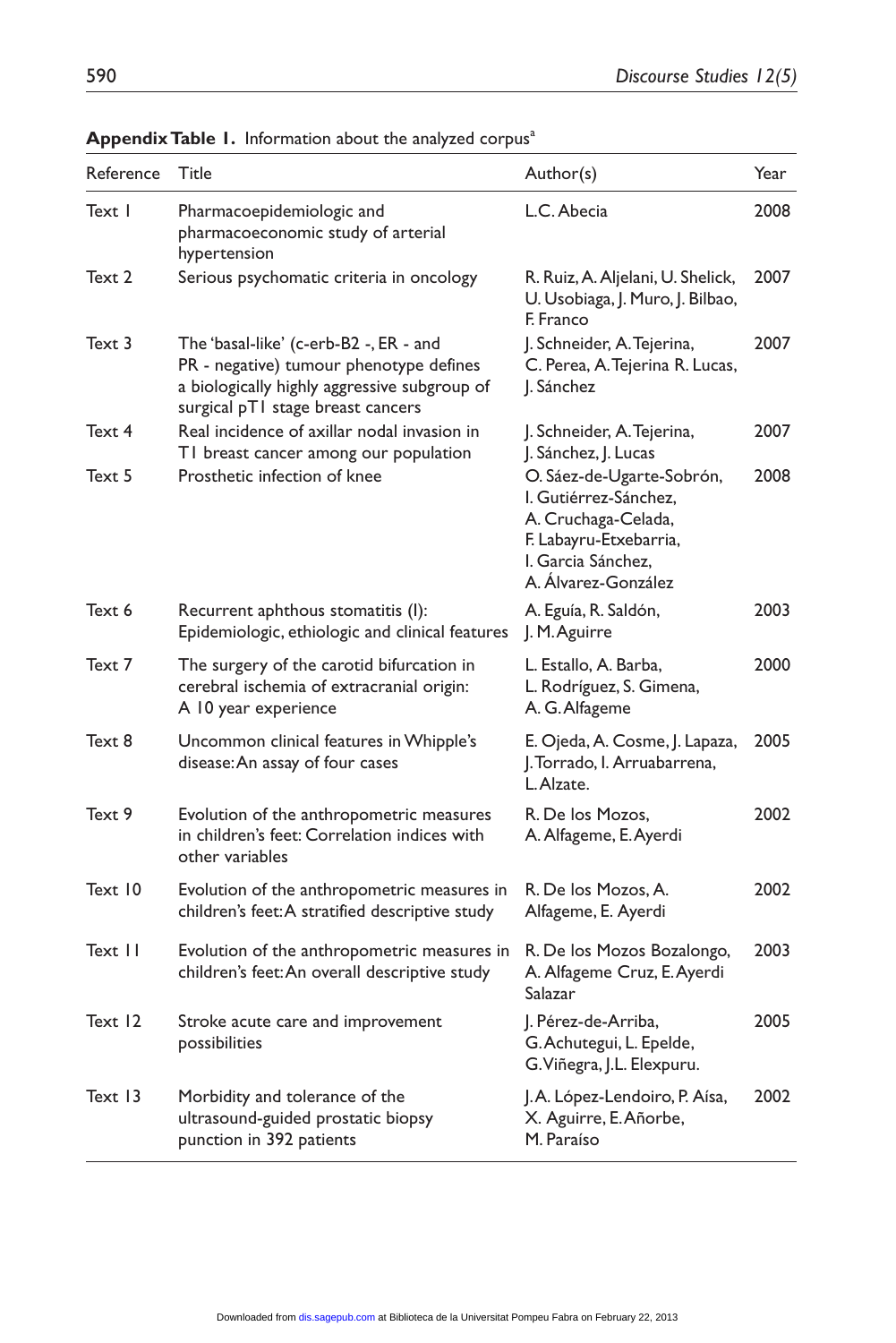**Appendix Table 1.** Information about the analyzed corpus[a]

| Reference | Title | Author(s) | Year |
|---|---|---|---|
| Text 1 | Pharmacoepidemiologic and pharmacoeconomic study of arterial hypertension | L.C. Abecia | 2008 |
| Text 2 | Serious psychomatic criteria in oncology | R. Ruiz, A. Aljelani, U. Shelick, U. Usobiaga, J. Muro, J. Bilbao, F. Franco | 2007 |
| Text 3 | The 'basal-like' (c-erb-B2 -, ER - and PR - negative) tumour phenotype defines a biologically highly aggressive subgroup of surgical pT1 stage breast cancers | J. Schneider, A. Tejerina, C. Perea, A. Tejerina R. Lucas, J. Sánchez | 2007 |
| Text 4 | Real incidence of axillar nodal invasion in T1 breast cancer among our population | J. Schneider, A. Tejerina, J. Sánchez, J. Lucas | 2007 |
| Text 5 | Prosthetic infection of knee | O. Sáez-de-Ugarte-Sobrón, I. Gutiérrez-Sánchez, A. Cruchaga-Celada, F. Labayru-Etxebarria, I. Garcia Sánchez, A. Álvarez-González | 2008 |
| Text 6 | Recurrent aphthous stomatitis (I): Epidemiologic, ethiologic and clinical features | A. Eguía, R. Saldón, J. M. Aguirre | 2003 |
| Text 7 | The surgery of the carotid bifurcation in cerebral ischemia of extracranial origin: A 10 year experience | L. Estallo, A. Barba, L. Rodríguez, S. Gimena, A. G. Alfageme | 2000 |
| Text 8 | Uncommon clinical features in Whipple's disease: An assay of four cases | E. Ojeda, A. Cosme, J. Lapaza, J. Torrado, I. Arruabarrena, L. Alzate. | 2005 |
| Text 9 | Evolution of the anthropometric measures in children's feet: Correlation indices with other variables | R. De los Mozos, A. Alfageme, E. Ayerdi | 2002 |
| Text 10 | Evolution of the anthropometric measures in children's feet: A stratified descriptive study | R. De los Mozos, A. Alfageme, E. Ayerdi | 2002 |
| Text 11 | Evolution of the anthropometric measures in children's feet: An overall descriptive study | R. De los Mozos Bozalongo, A. Alfageme Cruz, E. Ayerdi Salazar | 2003 |
| Text 12 | Stroke acute care and improvement possibilities | J. Pérez-de-Arriba, G. Achutegui, L. Epelde, G. Viñegra, J.L. Elexpuru. | 2005 |
| Text 13 | Morbidity and tolerance of the ultrasound-guided prostatic biopsy punction in 392 patients | J.A. López-Lendoiro, P. Aísa, X. Aguirre, E. Añorbe, M. Paraíso | 2002 |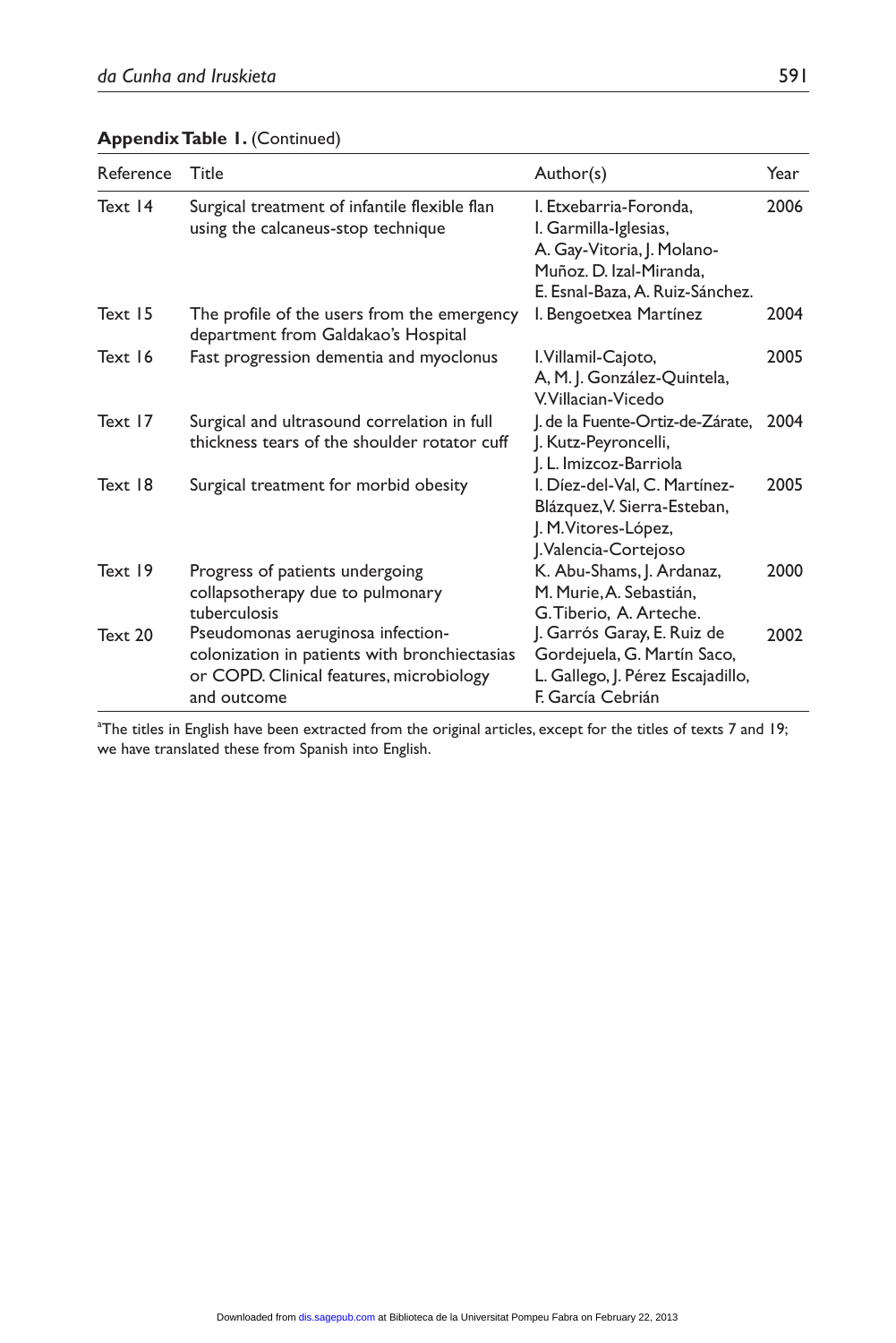**Appendix Table 1.** (Continued)

| Reference | Title | Author(s) | Year |
|---|---|---|---|
| Text 14 | Surgical treatment of infantile flexible flan using the calcaneus-stop technique | I. Etxebarria-Foronda, I. Garmilla-Iglesias, A. Gay-Vitoria, J. Molano-Muñoz. D. Izal-Miranda, E. Esnal-Baza, A. Ruiz-Sánchez. | 2006 |
| Text 15 | The profile of the users from the emergency department from Galdakao's Hospital | I. Bengoetxea Martínez | 2004 |
| Text 16 | Fast progression dementia and myoclonus | I. Villamil-Cajoto, A, M. J. González-Quintela, V. Villacian-Vicedo | 2005 |
| Text 17 | Surgical and ultrasound correlation in full thickness tears of the shoulder rotator cuff | J. de la Fuente-Ortiz-de-Zárate, J. Kutz-Peyroncelli, J. L. Imizcoz-Barriola | 2004 |
| Text 18 | Surgical treatment for morbid obesity | I. Díez-del-Val, C. Martínez-Blázquez, V. Sierra-Esteban, J. M. Vitores-López, J. Valencia-Cortejoso | 2005 |
| Text 19 | Progress of patients undergoing collapsotherapy due to pulmonary tuberculosis | K. Abu-Shams, J. Ardanaz, M. Murie, A. Sebastián, G. Tiberio, A. Arteche. | 2000 |
| Text 20 | Pseudomonas aeruginosa infection-colonization in patients with bronchiectasias or COPD. Clinical features, microbiology and outcome | J. Garrós Garay, E. Ruiz de Gordejuela, G. Martín Saco, L. Gallego, J. Pérez Escajadillo, F. García Cebrián | 2002 |

[a]The titles in English have been extracted from the original articles, except for the titles of texts 7 and 19; we have translated these from Spanish into English.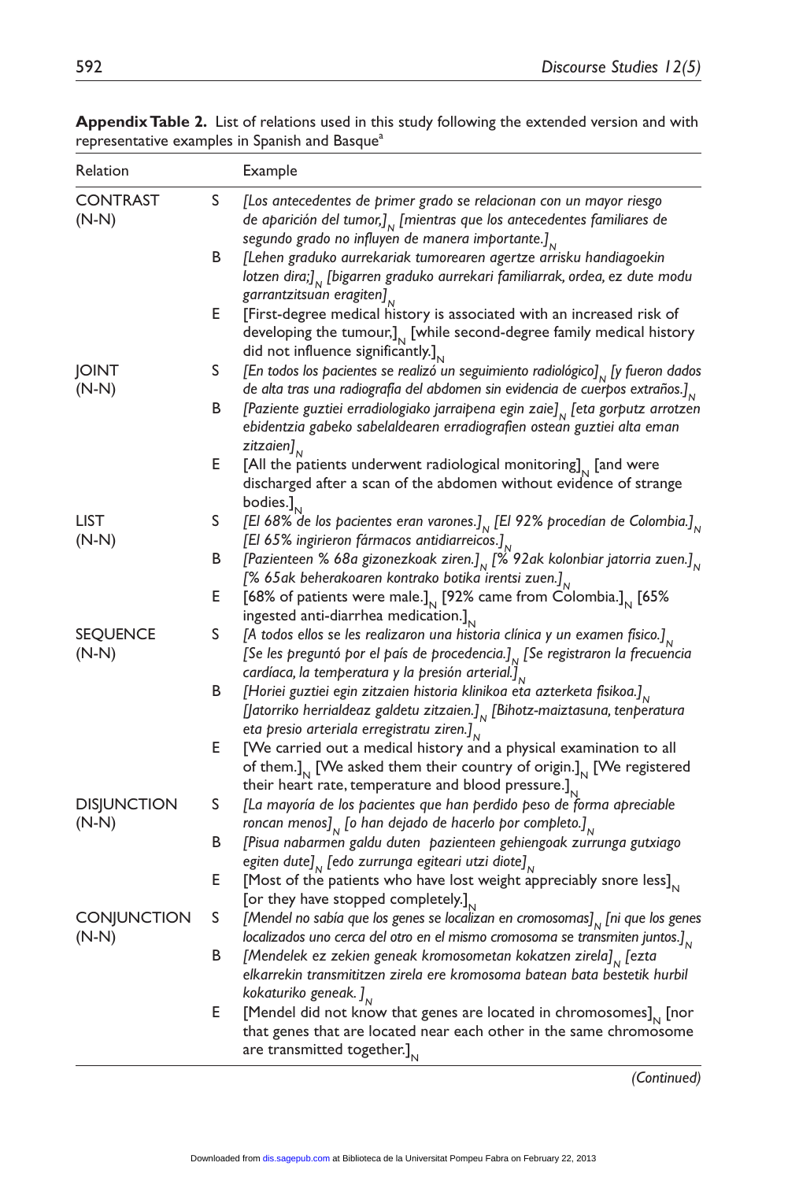**Appendix Table 2.** List of relations used in this study following the extended version and with representative examples in Spanish and Basque[a]

| Relation | | Example |
|---|---|---|
| CONTRAST (N-N) | S | *[Los antecedentes de primer grado se relacionan con un mayor riesgo de aparición del tumor,]$_N$ [mientras que los antecedentes familiares de segundo grado no influyen de manera importante.]$_N$* |
| | B | *[Lehen graduko aurrekariak tumorearen agertze arrisku handiagoekin lotzen dira;]$_N$ [bigarren graduko aurrekari familiarrak, ordea, ez dute modu garrantzitsuan eragiten]$_N$* |
| | E | [First-degree medical history is associated with an increased risk of developing the tumour,]$_N$ [while second-degree family medical history did not influence significantly.]$_N$ |
| JOINT (N-N) | S | *[En todos los pacientes se realizó un seguimiento radiológico]$_N$ [y fueron dados de alta tras una radiografía del abdomen sin evidencia de cuerpos extraños.]$_N$* |
| | B | *[Paziente guztiei erradiologiako jarraipena egin zaie]$_N$ [eta gorputz arrotzen ebidentzia gabeko sabelaldearen erradiografien ostean guztiei alta eman zitzaien]$_N$* |
| | E | [All the patients underwent radiological monitoring]$_N$ [and were discharged after a scan of the abdomen without evidence of strange bodies.]$_N$ |
| LIST (N-N) | S | *[El 68% de los pacientes eran varones.]$_N$ [El 92% procedían de Colombia.]$_N$ [El 65% ingirieron fármacos antidiarreicos.]$_N$* |
| | B | *[Pazienteen % 68a gizonezkoak ziren.]$_N$ [% 92ak kolonbiar jatorria zuen.]$_N$ [% 65ak beherakoaren kontrako botika irentsi zuen.]$_N$* |
| | E | [68% of patients were male.]$_N$ [92% came from Colombia.]$_N$ [65% ingested anti-diarrhea medication.]$_N$ |
| SEQUENCE (N-N) | S | *[A todos ellos se les realizaron una historia clínica y un examen físico.]$_N$ [Se les preguntó por el país de procedencia.]$_N$ [Se registraron la frecuencia cardíaca, la temperatura y la presión arterial.]$_N$* |
| | B | *[Horiei guztiei egin zitzaien historia klinikoa eta azterketa fisikoa.]$_N$ [Jatorriko herrialdeaz galdetu zitzaien.]$_N$ [Bihotz-maiztasuna, tenperatura eta presio arteriala erregistratu ziren.]$_N$* |
| | E | [We carried out a medical history and a physical examination to all of them.]$_N$ [We asked them their country of origin.]$_N$ [We registered their heart rate, temperature and blood pressure.]$_N$ |
| DISJUNCTION (N-N) | S | *[La mayoría de los pacientes que han perdido peso de forma apreciable roncan menos]$_N$ [o han dejado de hacerlo por completo.]$_N$* |
| | B | *[Pisua nabarmen galdu duten pazienteen gehiengoak zurrunga gutxiago egiten dute]$_N$ [edo zurrunga egiteari utzi diote]$_N$* |
| | E | [Most of the patients who have lost weight appreciably snore less]$_N$ [or they have stopped completely.]$_N$ |
| CONJUNCTION (N-N) | S | *[Mendel no sabía que los genes se localizan en cromosomas]$_N$ [ni que los genes localizados uno cerca del otro en el mismo cromosoma se transmiten juntos.]$_N$* |
| | B | *[Mendelek ez zekien geneak kromosometan kokatzen zirela]$_N$ [ezta elkarrekin transmititzen zirela ere kromosoma batean bata bestetik hurbil kokaturiko geneak. ]$_N$* |
| | E | [Mendel did not know that genes are located in chromosomes]$_N$ [nor that genes that are located near each other in the same chromosome are transmitted together.]$_N$ |

*(Continued)*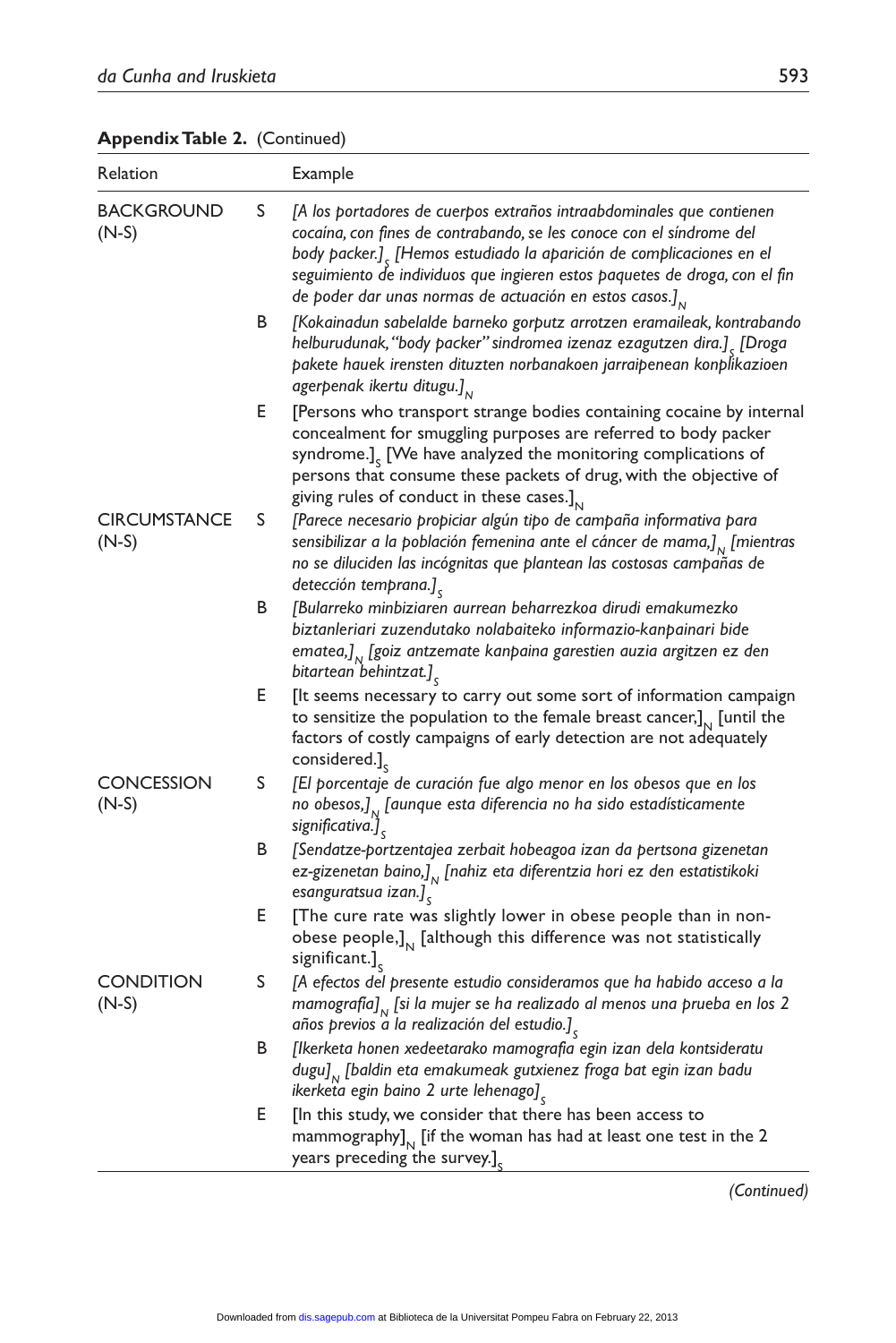**Appendix Table 2.** (Continued)

| Relation | | Example |
|---|---|---|
| BACKGROUND (N-S) | S | *[A los portadores de cuerpos extraños intraabdominales que contienen cocaína, con fines de contrabando, se les conoce con el síndrome del body packer.]$_S$ [Hemos estudiado la aparición de complicaciones en el seguimiento de individuos que ingieren estos paquetes de droga, con el fin de poder dar unas normas de actuación en estos casos.]$_N$* |
| | B | *[Kokainadun sabelalde barneko gorputz arrotzen eramaileak, kontrabando helburudunak, "body packer" sindromea izenaz ezagutzen dira.]$_S$ [Droga pakete hauek irensten dituzten norbanakoen jarraipenean konplikazioen agerpenak ikertu ditugu.]$_N$* |
| | E | [Persons who transport strange bodies containing cocaine by internal concealment for smuggling purposes are referred to body packer syndrome.]$_S$ [We have analyzed the monitoring complications of persons that consume these packets of drug, with the objective of giving rules of conduct in these cases.]$_N$ |
| CIRCUMSTANCE (N-S) | S | *[Parece necesario propiciar algún tipo de campaña informativa para sensibilizar a la población femenina ante el cáncer de mama,]$_N$ [mientras no se diluciden las incógnitas que plantean las costosas campañas de detección temprana.]$_S$* |
| | B | *[Bularreko minbiziaren aurrean beharrezkoa dirudi emakumezko biztanleriari zuzendutako nolabaiteko informazio-kanpainari bide ematea,]$_N$ [goiz antzemate kanpaina garestien auzia argitzen ez den bitartean behintzat.]$_S$* |
| | E | [It seems necessary to carry out some sort of information campaign to sensitize the population to the female breast cancer,]$_N$ [until the factors of costly campaigns of early detection are not adequately considered.]$_S$ |
| CONCESSION (N-S) | S | *[El porcentaje de curación fue algo menor en los obesos que en los no obesos,]$_N$ [aunque esta diferencia no ha sido estadísticamente significativa.]$_S$* |
| | B | *[Sendatze-portzentajea zerbait hobeagoa izan da pertsona gizenetan ez-gizenetan baino,]$_N$ [nahiz eta diferentzia hori ez den estatistikoki esanguratsua izan.]$_S$* |
| | E | [The cure rate was slightly lower in obese people than in non-obese people,]$_N$ [although this difference was not statistically significant.]$_S$ |
| CONDITION (N-S) | S | *[A efectos del presente estudio consideramos que ha habido acceso a la mamografía]$_N$ [si la mujer se ha realizado al menos una prueba en los 2 años previos a la realización del estudio.]$_S$* |
| | B | *[Ikerketa honen xedeetarako mamografia egin izan dela kontsideratu dugu]$_N$ [baldin eta emakumeak gutxienez froga bat egin izan badu ikerketa egin baino 2 urte lehenago]$_S$* |
| | E | [In this study, we consider that there has been access to mammography]$_N$ [if the woman has had at least one test in the 2 years preceding the survey.]$_S$ |

*(Continued)*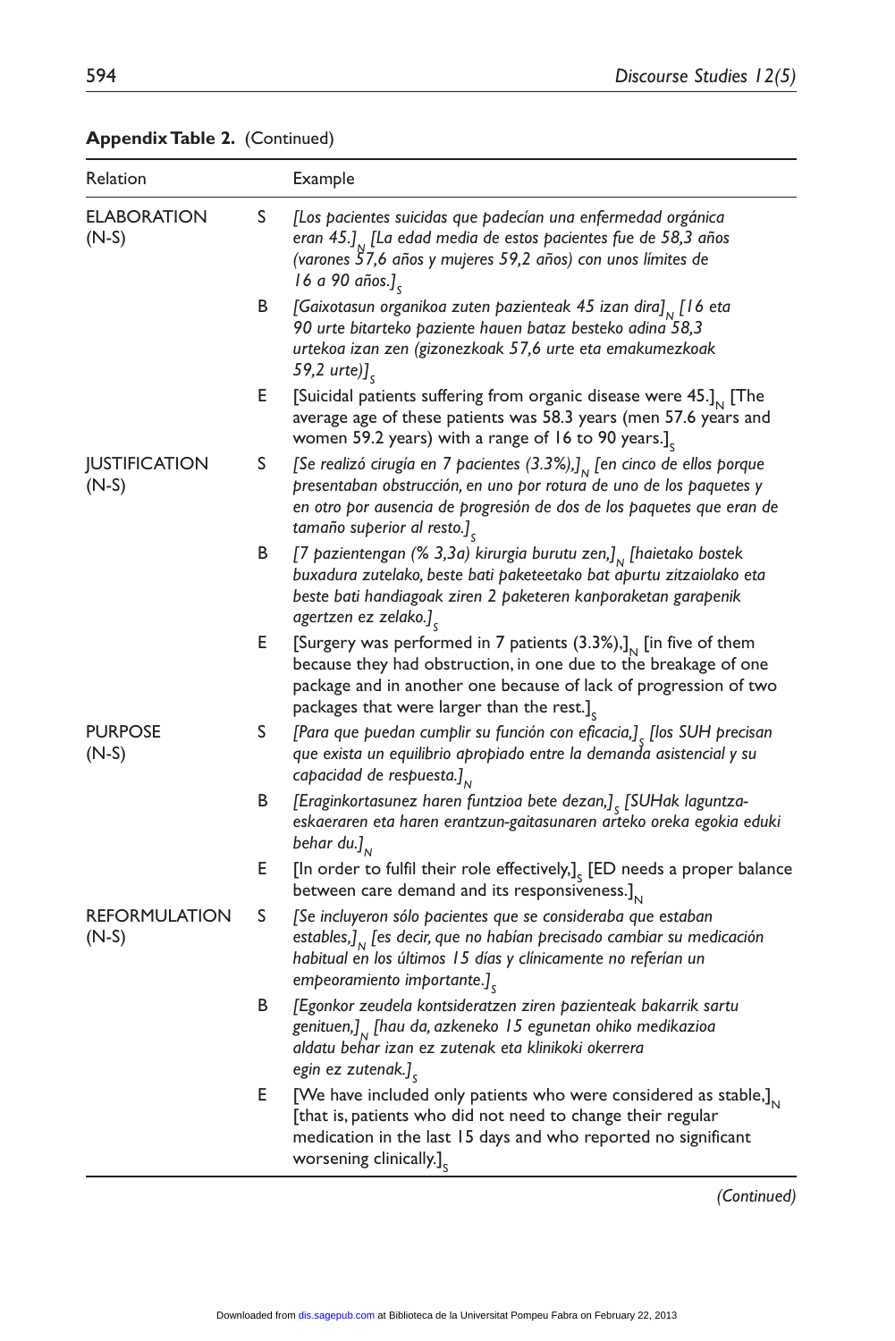**Appendix Table 2.** (Continued)

| Relation | | Example |
|---|---|---|
| ELABORATION (N-S) | S | *[Los pacientes suicidas que padecían una enfermedad orgánica eran 45.]$_N$ [La edad media de estos pacientes fue de 58,3 años (varones 57,6 años y mujeres 59,2 años) con unos límites de 16 a 90 años.]$_S$* |
| | B | *[Gaixotasun organikoa zuten pazienteak 45 izan dira]$_N$ [16 eta 90 urte bitarteko paziente hauen bataz besteko adina 58,3 urtekoa izan zen (gizonezkoak 57,6 urte eta emakumezkoak 59,2 urte)]$_S$* |
| | E | [Suicidal patients suffering from organic disease were 45.]$_N$ [The average age of these patients was 58.3 years (men 57.6 years and women 59.2 years) with a range of 16 to 90 years.]$_S$ |
| JUSTIFICATION (N-S) | S | *[Se realizó cirugía en 7 pacientes (3.3%),]$_N$ [en cinco de ellos porque presentaban obstrucción, en uno por rotura de uno de los paquetes y en otro por ausencia de progresión de dos de los paquetes que eran de tamaño superior al resto.]$_S$* |
| | B | *[7 pazientengan (% 3,3a) kirurgia burutu zen,]$_N$ [haietako bostek buxadura zutelako, beste bati paketeetako bat apurtu zitzaiolako eta beste bati handiagoak ziren 2 paketeren kanporaketan garapenik agertzen ez zelako.]$_S$* |
| | E | [Surgery was performed in 7 patients (3.3%),]$_N$ [in five of them because they had obstruction, in one due to the breakage of one package and in another one because of lack of progression of two packages that were larger than the rest.]$_S$ |
| PURPOSE (N-S) | S | *[Para que puedan cumplir su función con eficacia,]$_S$ [los SUH precisan que exista un equilibrio apropiado entre la demanda asistencial y su capacidad de respuesta.]$_N$* |
| | B | *[Eraginkortasunez haren funtzioa bete dezan,]$_S$ [SUHak laguntza-eskaeraren eta haren erantzun-gaitasunaren arteko oreka egokia eduki behar du.]$_N$* |
| | E | [In order to fulfil their role effectively,]$_S$ [ED needs a proper balance between care demand and its responsiveness.]$_N$ |
| REFORMULATION (N-S) | S | *[Se incluyeron sólo pacientes que se consideraba que estaban estables,]$_N$ [es decir, que no habían precisado cambiar su medicación habitual en los últimos 15 días y clínicamente no referían un empeoramiento importante.]$_S$* |
| | B | *[Egonkor zeudela kontsideratzen ziren pazienteak bakarrik sartu genituen,]$_N$ [hau da, azkeneko 15 egunetan ohiko medikazioa aldatu behar izan ez zutenak eta klinikoki okerrera egin ez zutenak.]$_S$* |
| | E | [We have included only patients who were considered as stable,]$_N$ [that is, patients who did not need to change their regular medication in the last 15 days and who reported no significant worsening clinically.]$_S$ |

*(Continued)*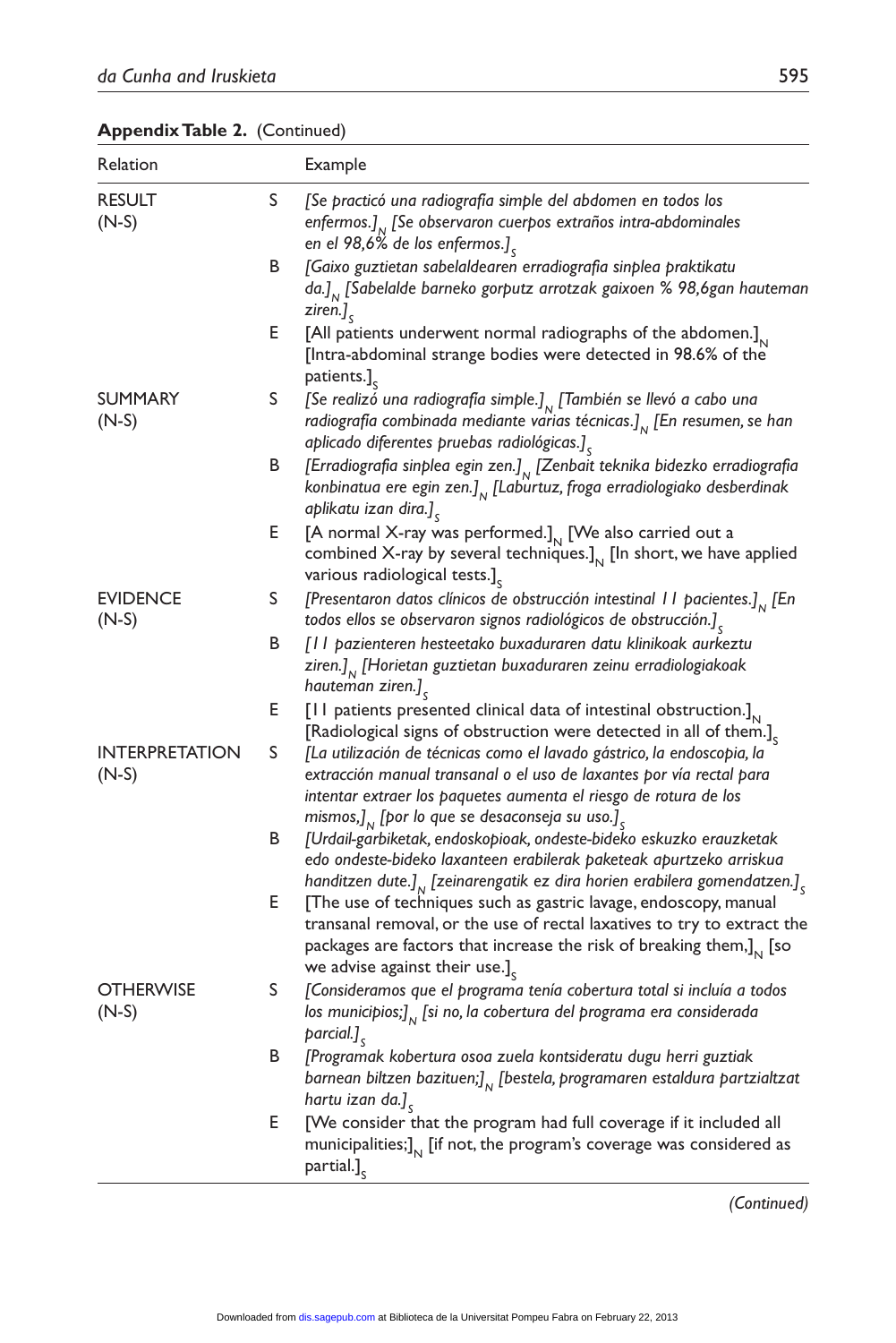**Appendix Table 2.** (Continued)

| Relation | | Example |
|---|---|---|
| RESULT (N-S) | S | *[Se practicó una radiografía simple del abdomen en todos los enfermos.]$_N$ [Se observaron cuerpos extraños intra-abdominales en el 98,6% de los enfermos.]$_S$* |
| | B | *[Gaixo guztietan sabelaldearen erradiografia sinplea praktikatu da.]$_N$ [Sabelalde barneko gorputz arrotzak gaixoen % 98,6gan hauteman ziren.]$_S$* |
| | E | [All patients underwent normal radiographs of the abdomen.]$_N$ [Intra-abdominal strange bodies were detected in 98.6% of the patients.]$_S$ |
| SUMMARY (N-S) | S | *[Se realizó una radiografía simple.]$_N$ [También se llevó a cabo una radiografía combinada mediante varias técnicas.]$_N$ [En resumen, se han aplicado diferentes pruebas radiológicas.]$_S$* |
| | B | *[Erradiografia sinplea egin zen.]$_N$ [Zenbait teknika bidezko erradiografia konbinatua ere egin zen.]$_N$ [Laburtuz, froga erradiologiako desberdinak aplikatu izan dira.]$_S$* |
| | E | [A normal X-ray was performed.]$_N$ [We also carried out a combined X-ray by several techniques.]$_N$ [In short, we have applied various radiological tests.]$_S$ |
| EVIDENCE (N-S) | S | *[Presentaron datos clínicos de obstrucción intestinal 11 pacientes.]$_N$ [En todos ellos se observaron signos radiológicos de obstrucción.]$_S$* |
| | B | *[11 pazienteren hesteetako buxaduraren datu klinikoak aurkeztu ziren.]$_N$ [Horietan guztietan buxaduraren zeinu erradiologiakoak hauteman ziren.]$_S$* |
| | E | [11 patients presented clinical data of intestinal obstruction.]$_N$ [Radiological signs of obstruction were detected in all of them.]$_S$ |
| INTERPRETATION (N-S) | S | *[La utilización de técnicas como el lavado gástrico, la endoscopia, la extracción manual transanal o el uso de laxantes por vía rectal para intentar extraer los paquetes aumenta el riesgo de rotura de los mismos,]$_N$ [por lo que se desaconseja su uso.]$_S$* |
| | B | *[Urdail-garbiketak, endoskopioak, ondeste-bideko eskuzko erauzketak edo ondeste-bideko laxanteen erabilerak paketeak apurtzeko arriskua handitzen dute.]$_N$ [zeinarengatik ez dira horien erabilera gomendatzen.]$_S$* |
| | E | [The use of techniques such as gastric lavage, endoscopy, manual transanal removal, or the use of rectal laxatives to try to extract the packages are factors that increase the risk of breaking them,]$_N$ [so we advise against their use.]$_S$ |
| OTHERWISE (N-S) | S | *[Consideramos que el programa tenía cobertura total si incluía a todos los municipios;]$_N$ [si no, la cobertura del programa era considerada parcial.]$_S$* |
| | B | *[Programak kobertura osoa zuela kontsideratu dugu herri guztiak barnean biltzen bazituen;]$_N$ [bestela, programaren estaldura partzialtzat hartu izan da.]$_S$* |
| | E | [We consider that the program had full coverage if it included all municipalities;]$_N$ [if not, the program's coverage was considered as partial.]$_S$ |

*(Continued)*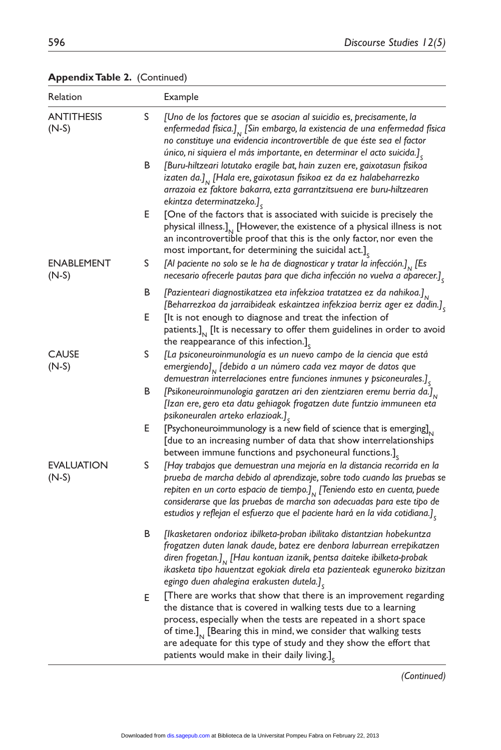**Appendix Table 2.** (Continued)

| Relation | | Example |
|---|---|---|
| ANTITHESIS (N-S) | S | *[Uno de los factores que se asocian al suicidio es, precisamente, la enfermedad física.]$_N$ [Sin embargo, la existencia de una enfermedad física no constituye una evidencia incontrovertible de que éste sea el factor único, ni siquiera el más importante, en determinar el acto suicida.]$_S$* |
| | B | *[Buru-hiltzeari lotutako eragile bat, hain zuzen ere, gaixotasun fisikoa izaten da.]$_N$ [Hala ere, gaixotasun fisikoa ez da ez halabeharrezko arrazoia ez faktore bakarra, ezta garrantzitsuena ere buru-hiltzearen ekintza determinatzeko.]$_S$* |
| | E | [One of the factors that is associated with suicide is precisely the physical illness.]$_N$ [However, the existence of a physical illness is not an incontrovertible proof that this is the only factor, nor even the most important, for determining the suicidal act.]$_S$ |
| ENABLEMENT (N-S) | S | *[Al paciente no solo se le ha de diagnosticar y tratar la infección.]$_N$ [Es necesario ofrecerle pautas para que dicha infección no vuelva a aparecer.]$_S$* |
| | B | *[Pazienteari diagnostikatzea eta infekzioa tratatzea ez da nahikoa.]$_N$ [Beharrezkoa da jarraibideak eskaintzea infekzioa berriz ager ez dadin.]$_S$* |
| | E | [It is not enough to diagnose and treat the infection of patients.]$_N$ [It is necessary to offer them guidelines in order to avoid the reappearance of this infection.]$_S$ |
| CAUSE (N-S) | S | *[La psiconeuroinmunología es un nuevo campo de la ciencia que está emergiendo]$_N$ [debido a un número cada vez mayor de datos que demuestran interrelaciones entre funciones inmunes y psiconeurales.]$_S$* |
| | B | *[Psikoneuroinmunologia garatzen ari den zientziaren eremu berria da.]$_N$ [Izan ere, gero eta datu gehiagok frogatzen dute funtzio immuneen eta psikoneuralen arteko erlazioak.]$_S$* |
| | E | [Psychoneuroimmunology is a new field of science that is emerging]$_N$ [due to an increasing number of data that show interrelationships between immune functions and psychoneural functions.]$_S$ |
| EVALUATION (N-S) | S | *[Hay trabajos que demuestran una mejoría en la distancia recorrida en la prueba de marcha debido al aprendizaje, sobre todo cuando las pruebas se repiten en un corto espacio de tiempo.]$_N$ [Teniendo esto en cuenta, puede considerarse que las pruebas de marcha son adecuadas para este tipo de estudios y reflejan el esfuerzo que el paciente hará en la vida cotidiana.]$_S$* |
| | B | *[Ikasketaren ondorioz ibilketa-proban ibilitako distantzian hobekuntza frogatzen duten lanak daude, batez ere denbora laburrean errepikatzen diren frogetan.]$_N$ [Hau kontuan izanik, pentsa daiteke ibilketa-probak ikasketa tipo hauentzat egokiak direla eta pazienteak eguneroko bizitzan egingo duen ahalegina erakusten dutela.]$_S$* |
| | E | [There are works that show that there is an improvement regarding the distance that is covered in walking tests due to a learning process, especially when the tests are repeated in a short space of time.]$_N$ [Bearing this in mind, we consider that walking tests are adequate for this type of study and they show the effort that patients would make in their daily living.]$_S$ |

*(Continued)*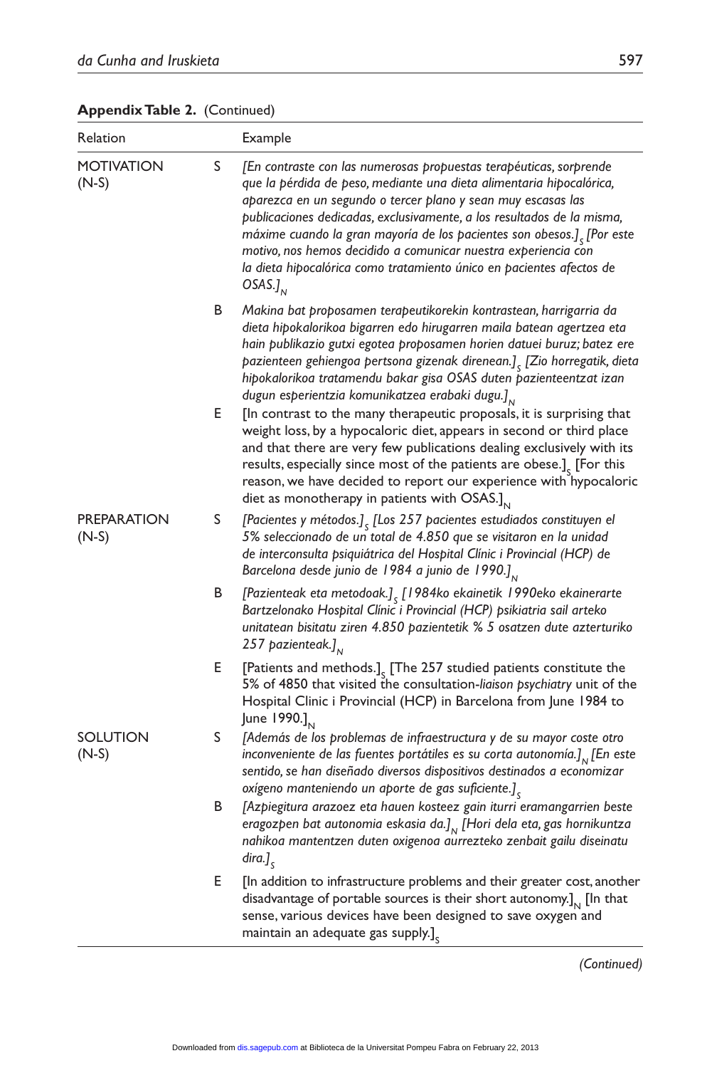**Appendix Table 2.** (Continued)

| Relation | | Example |
|---|---|---|
| MOTIVATION (N-S) | S | *[En contraste con las numerosas propuestas terapéuticas, sorprende que la pérdida de peso, mediante una dieta alimentaria hipocalórica, aparezca en un segundo o tercer plano y sean muy escasas las publicaciones dedicadas, exclusivamente, a los resultados de la misma, máxime cuando la gran mayoría de los pacientes son obesos.]$_S$ [Por este motivo, nos hemos decidido a comunicar nuestra experiencia con la dieta hipocalórica como tratamiento único en pacientes afectos de OSAS.]$_N$* |
| | B | *Makina bat proposamen terapeutikorekin kontrastean, harrigarria da dieta hipokalorikoa bigarren edo hirugarren maila batean agertzea eta hain publikazio gutxi egotea proposamen horien datuei buruz; batez ere pazienteen gehiengoa pertsona gizenak direnean.]$_S$ [Zio horregatik, dieta hipokalorikoa tratamendu bakar gisa OSAS duten pazienteentzat izan dugun esperientzia komunikatzea erabaki dugu.]$_N$* |
| | E | [In contrast to the many therapeutic proposals, it is surprising that weight loss, by a hypocaloric diet, appears in second or third place and that there are very few publications dealing exclusively with its results, especially since most of the patients are obese.]$_S$ [For this reason, we have decided to report our experience with hypocaloric diet as monotherapy in patients with OSAS.]$_N$ |
| PREPARATION (N-S) | S | *[Pacientes y métodos.]$_S$ [Los 257 pacientes estudiados constituyen el 5% seleccionado de un total de 4.850 que se visitaron en la unidad de interconsulta psiquiátrica del Hospital Clínic i Provincial (HCP) de Barcelona desde junio de 1984 a junio de 1990.]$_N$* |
| | B | *[Pazienteak eta metodoak.]$_S$ [1984ko ekainetik 1990eko ekainerarte Bartzelonako Hospital Clínic i Provincial (HCP) psikiatria sail arteko unitatean bisitatu ziren 4.850 pazientetik % 5 osatzen dute azterturiko 257 pazienteak.]$_N$* |
| | E | [Patients and methods.]$_S$ [The 257 studied patients constitute the 5% of 4850 that visited the consultation-*liaison psychiatry* unit of the Hospital Clinic i Provincial (HCP) in Barcelona from June 1984 to June 1990.]$_N$ |
| SOLUTION (N-S) | S | *[Además de los problemas de infraestructura y de su mayor coste otro inconveniente de las fuentes portátiles es su corta autonomía.]$_N$ [En este sentido, se han diseñado diversos dispositivos destinados a economizar oxígeno manteniendo un aporte de gas suficiente.]$_S$* |
| | B | *[Azpiegitura arazoez eta hauen kosteez gain iturri eramangarrien beste eragozpen bat autonomia eskasia da.]$_N$ [Hori dela eta, gas hornikuntza nahikoa mantentzen duten oxigenoa aurrezteko zenbait gailu diseinatu dira.]$_S$* |
| | E | [In addition to infrastructure problems and their greater cost, another disadvantage of portable sources is their short autonomy.]$_N$ [In that sense, various devices have been designed to save oxygen and maintain an adequate gas supply.]$_S$ |

*(Continued)*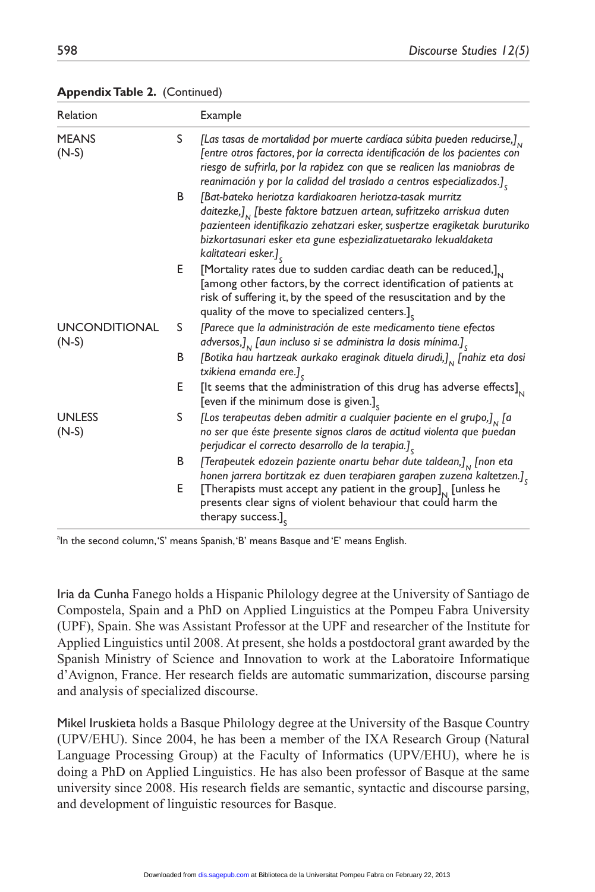**Appendix Table 2.** (Continued)

| Relation | | Example |
|---|---|---|
| MEANS (N-S) | S | *[Las tasas de mortalidad por muerte cardíaca súbita pueden reducirse,]$_N$ [entre otros factores, por la correcta identificación de los pacientes con riesgo de sufrirla, por la rapidez con que se realicen las maniobras de reanimación y por la calidad del traslado a centros especializados.]$_S$* |
| | B | *[Bat-bateko heriotza kardiakoaren heriotza-tasak murritz daitezke,]$_N$ [beste faktore batzuen artean, sufritzeko arriskua duten pazienteen identifikazio zehatzari esker, suspertze eragiketak buruturiko bizkortasunari esker eta gune espezializatuetarako lekualdaketa kalitateari esker.]$_S$* |
| | E | [Mortality rates due to sudden cardiac death can be reduced,]$_N$ [among other factors, by the correct identification of patients at risk of suffering it, by the speed of the resuscitation and by the quality of the move to specialized centers.]$_S$ |
| UNCONDITIONAL (N-S) | S | *[Parece que la administración de este medicamento tiene efectos adversos,]$_N$ [aun incluso si se administra la dosis mínima.]$_S$* |
| | B | *[Botika hau hartzeak aurkako eraginak dituela dirudi,]$_N$ [nahiz eta dosi txikiena emanda ere.]$_S$* |
| | E | [It seems that the administration of this drug has adverse effects]$_N$ [even if the minimum dose is given.]$_S$ |
| UNLESS (N-S) | S | *[Los terapeutas deben admitir a cualquier paciente en el grupo,]$_N$ [a no ser que éste presente signos claros de actitud violenta que puedan perjudicar el correcto desarrollo de la terapia.]$_S$* |
| | B | *[Terapeutek edozein paziente onartu behar dute taldean,]$_N$ [non eta honen jarrera bortitzak ez duen terapiaren garapen zuzena kaltetzen.]$_S$* |
| | E | [Therapists must accept any patient in the group]$_N$ [unless he presents clear signs of violent behaviour that could harm the therapy success.]$_S$ |

[a]In the second column, 'S' means Spanish, 'B' means Basque and 'E' means English.

Iria da Cunha Fanego holds a Hispanic Philology degree at the University of Santiago de Compostela, Spain and a PhD on Applied Linguistics at the Pompeu Fabra University (UPF), Spain. She was Assistant Professor at the UPF and researcher of the Institute for Applied Linguistics until 2008. At present, she holds a postdoctoral grant awarded by the Spanish Ministry of Science and Innovation to work at the Laboratoire Informatique d'Avignon, France. Her research fields are automatic summarization, discourse parsing and analysis of specialized discourse.

Mikel Iruskieta holds a Basque Philology degree at the University of the Basque Country (UPV/EHU). Since 2004, he has been a member of the IXA Research Group (Natural Language Processing Group) at the Faculty of Informatics (UPV/EHU), where he is doing a PhD on Applied Linguistics. He has also been professor of Basque at the same university since 2008. His research fields are semantic, syntactic and discourse parsing, and development of linguistic resources for Basque.